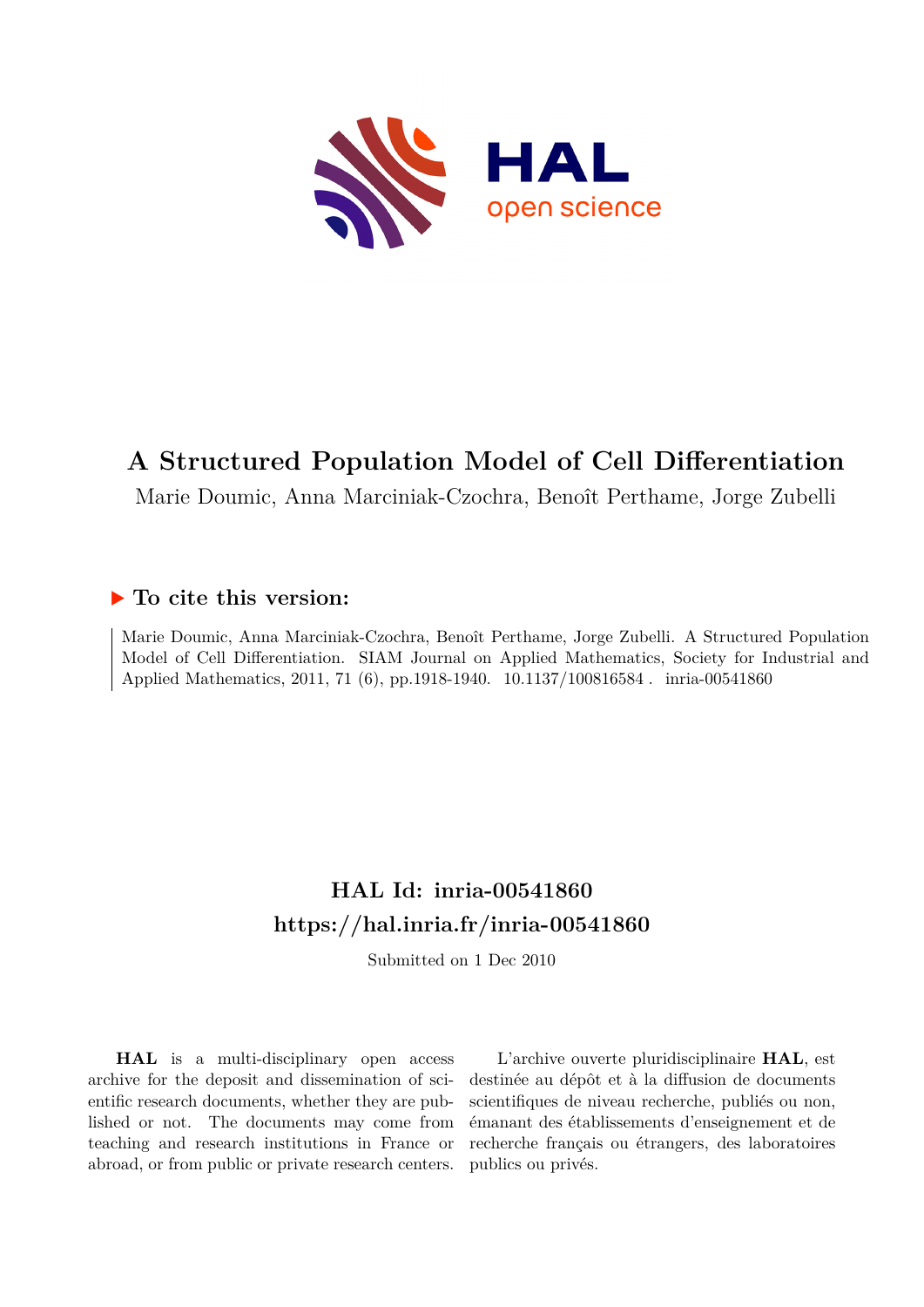# A Structured Population Model of Cell Differentiation

Marie Doumic, Anna Marciniak-Czochra, Benoît Perthame, Jorge Zubelli

## ▶ To cite this version:

Marie Doumic, Anna Marciniak-Czochra, Benoît Perthame, Jorge Zubelli. A Structured Population Model of Cell Differentiation. SIAM Journal on Applied Mathematics, Society for Industrial and Applied Mathematics, 2011, 71 (6), pp.1918-1940. 10.1137/100816584 . inria-00541860

## HAL Id: inria-00541860
## https://hal.inria.fr/inria-00541860

Submitted on 1 Dec 2010

**HAL** is a multi-disciplinary open access archive for the deposit and dissemination of scientific research documents, whether they are published or not. The documents may come from teaching and research institutions in France or abroad, or from public or private research centers.

L'archive ouverte pluridisciplinaire **HAL**, est destinée au dépôt et à la diffusion de documents scientifiques de niveau recherche, publiés ou non, émanant des établissements d'enseignement et de recherche français ou étrangers, des laboratoires publics ou privés.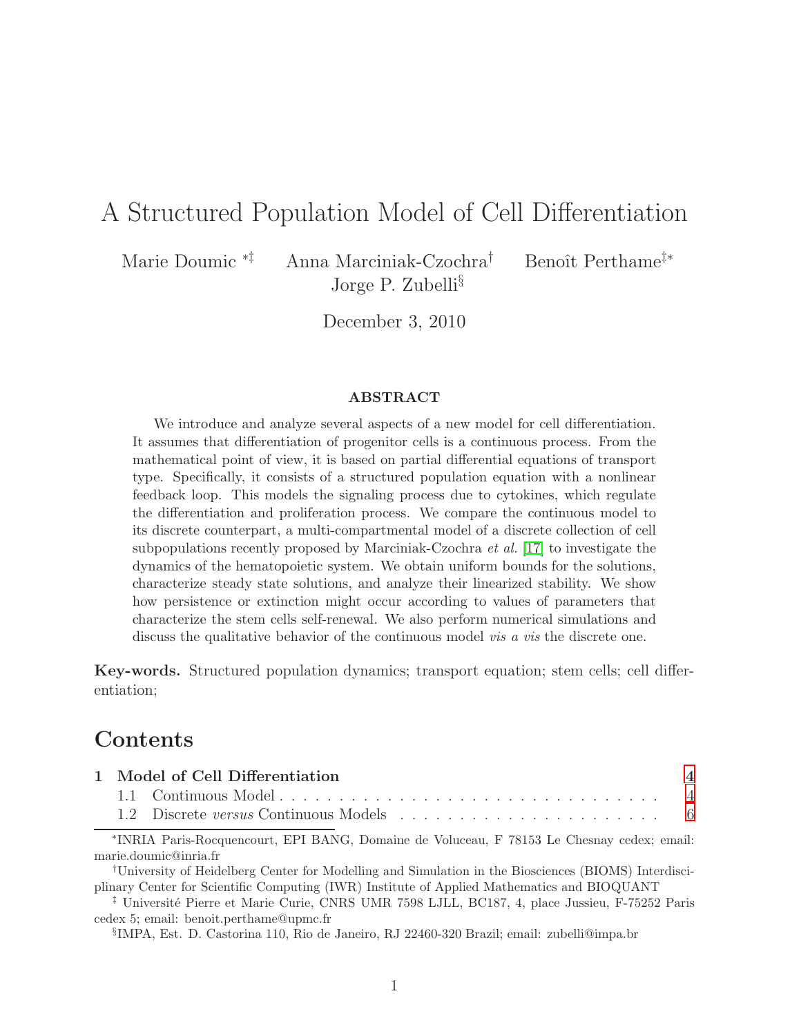# A Structured Population Model of Cell Differentiation

Marie Doumic [*‡]  Anna Marciniak-Czochra[†]  Benoît Perthame[‡*]  
Jorge P. Zubelli[§]

December 3, 2010

### ABSTRACT

We introduce and analyze several aspects of a new model for cell differentiation. It assumes that differentiation of progenitor cells is a continuous process. From the mathematical point of view, it is based on partial differential equations of transport type. Specifically, it consists of a structured population equation with a nonlinear feedback loop. This models the signaling process due to cytokines, which regulate the differentiation and proliferation process. We compare the continuous model to its discrete counterpart, a multi-compartmental model of a discrete collection of cell subpopulations recently proposed by Marciniak-Czochra *et al.* [17] to investigate the dynamics of the hematopoietic system. We obtain uniform bounds for the solutions, characterize steady state solutions, and analyze their linearized stability. We show how persistence or extinction might occur according to values of parameters that characterize the stem cells self-renewal. We also perform numerical simulations and discuss the qualitative behavior of the continuous model *vis a vis* the discrete one.

**Key-words.** Structured population dynamics; transport equation; stem cells; cell differentiation;

## Contents

**1 Model of Cell Differentiation** ... 4  
1.1 Continuous Model ... 4  
1.2 Discrete *versus* Continuous Models ... 6

---

[*]INRIA Paris-Rocquencourt, EPI BANG, Domaine de Voluceau, F 78153 Le Chesnay cedex; email: marie.doumic@inria.fr

[†]University of Heidelberg Center for Modelling and Simulation in the Biosciences (BIOMS) Interdisciplinary Center for Scientific Computing (IWR) Institute of Applied Mathematics and BIOQUANT

[‡] Université Pierre et Marie Curie, CNRS UMR 7598 LJLL, BC187, 4, place Jussieu, F-75252 Paris cedex 5; email: benoit.perthame@upmc.fr

[§]IMPA, Est. D. Castorina 110, Rio de Janeiro, RJ 22460-320 Brazil; email: zubelli@impa.br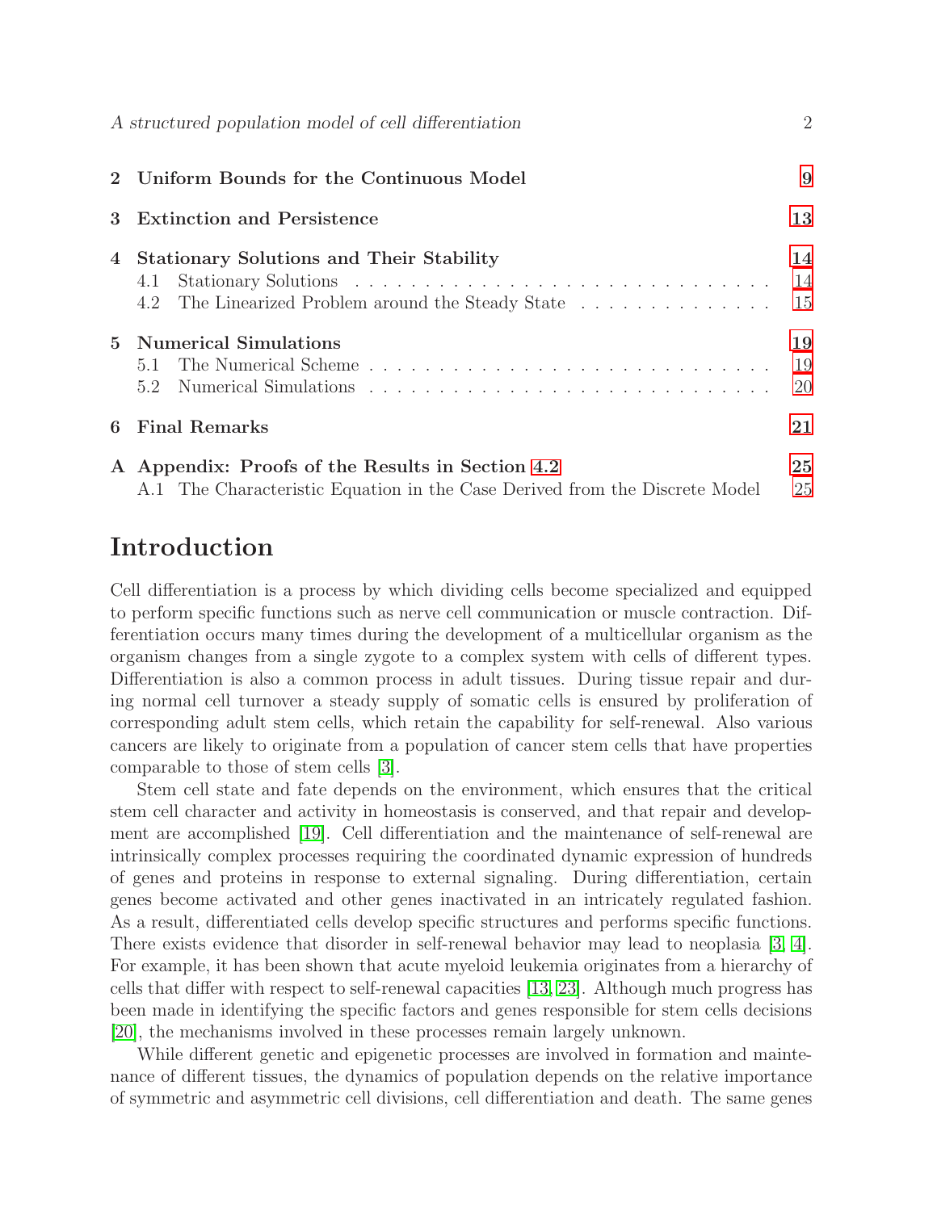| | | |
|---|---|---|
| **2** | **Uniform Bounds for the Continuous Model** | **9** |
| **3** | **Extinction and Persistence** | **13** |
| **4** | **Stationary Solutions and Their Stability** | **14** |
| | 4.1 Stationary Solutions | 14 |
| | 4.2 The Linearized Problem around the Steady State | 15 |
| **5** | **Numerical Simulations** | **19** |
| | 5.1 The Numerical Scheme | 19 |
| | 5.2 Numerical Simulations | 20 |
| **6** | **Final Remarks** | **21** |
| **A** | **Appendix: Proofs of the Results in Section 4.2** | **25** |
| | A.1 The Characteristic Equation in the Case Derived from the Discrete Model | 25 |

# Introduction

Cell differentiation is a process by which dividing cells become specialized and equipped to perform specific functions such as nerve cell communication or muscle contraction. Differentiation occurs many times during the development of a multicellular organism as the organism changes from a single zygote to a complex system with cells of different types. Differentiation is also a common process in adult tissues. During tissue repair and during normal cell turnover a steady supply of somatic cells is ensured by proliferation of corresponding adult stem cells, which retain the capability for self-renewal. Also various cancers are likely to originate from a population of cancer stem cells that have properties comparable to those of stem cells [3].

Stem cell state and fate depends on the environment, which ensures that the critical stem cell character and activity in homeostasis is conserved, and that repair and development are accomplished [19]. Cell differentiation and the maintenance of self-renewal are intrinsically complex processes requiring the coordinated dynamic expression of hundreds of genes and proteins in response to external signaling. During differentiation, certain genes become activated and other genes inactivated in an intricately regulated fashion. As a result, differentiated cells develop specific structures and performs specific functions. There exists evidence that disorder in self-renewal behavior may lead to neoplasia [3, 4]. For example, it has been shown that acute myeloid leukemia originates from a hierarchy of cells that differ with respect to self-renewal capacities [13, 23]. Although much progress has been made in identifying the specific factors and genes responsible for stem cells decisions [20], the mechanisms involved in these processes remain largely unknown.

While different genetic and epigenetic processes are involved in formation and maintenance of different tissues, the dynamics of population depends on the relative importance of symmetric and asymmetric cell divisions, cell differentiation and death. The same genes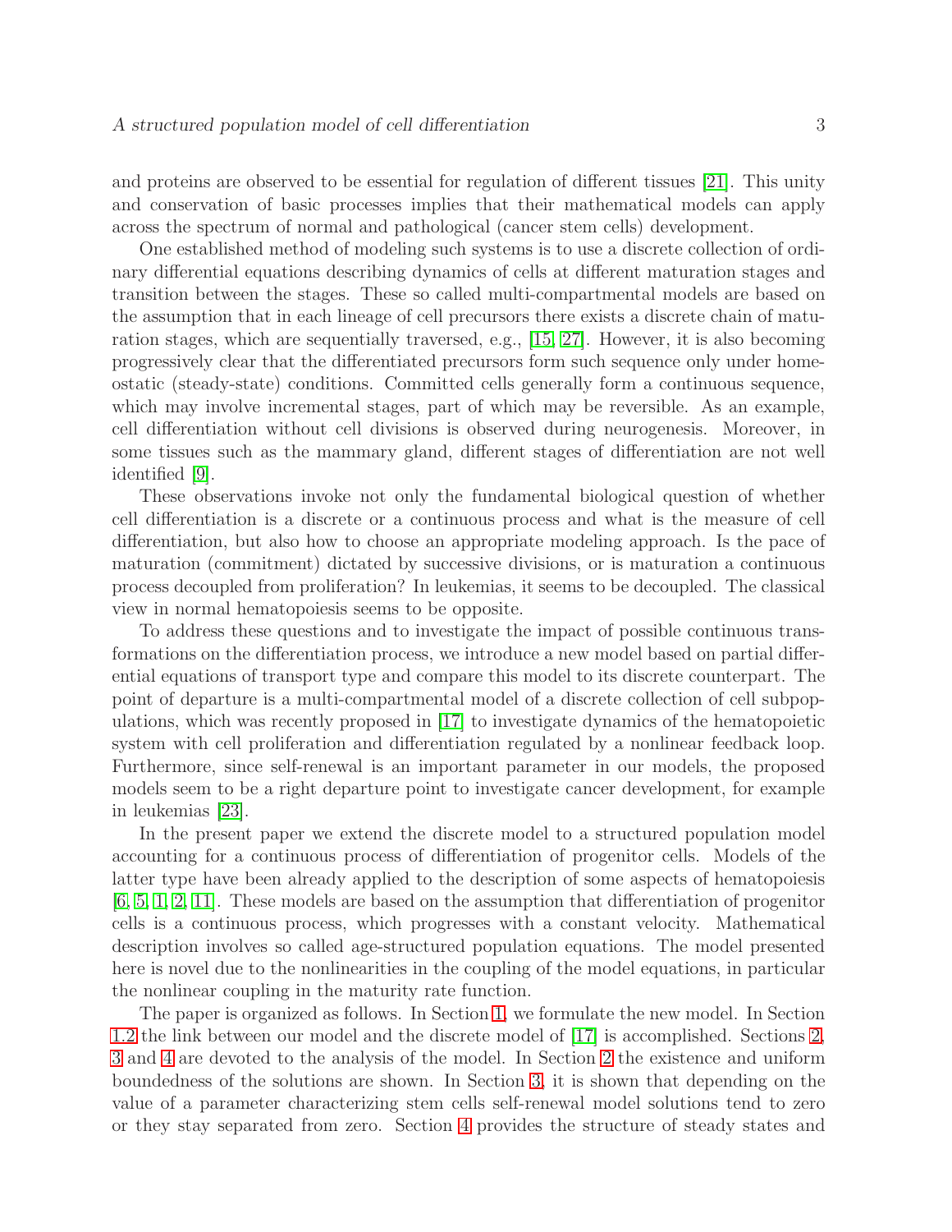and proteins are observed to be essential for regulation of different tissues [21]. This unity and conservation of basic processes implies that their mathematical models can apply across the spectrum of normal and pathological (cancer stem cells) development.

One established method of modeling such systems is to use a discrete collection of ordinary differential equations describing dynamics of cells at different maturation stages and transition between the stages. These so called multi-compartmental models are based on the assumption that in each lineage of cell precursors there exists a discrete chain of maturation stages, which are sequentially traversed, e.g., [15, 27]. However, it is also becoming progressively clear that the differentiated precursors form such sequence only under homeostatic (steady-state) conditions. Committed cells generally form a continuous sequence, which may involve incremental stages, part of which may be reversible. As an example, cell differentiation without cell divisions is observed during neurogenesis. Moreover, in some tissues such as the mammary gland, different stages of differentiation are not well identified [9].

These observations invoke not only the fundamental biological question of whether cell differentiation is a discrete or a continuous process and what is the measure of cell differentiation, but also how to choose an appropriate modeling approach. Is the pace of maturation (commitment) dictated by successive divisions, or is maturation a continuous process decoupled from proliferation? In leukemias, it seems to be decoupled. The classical view in normal hematopoiesis seems to be opposite.

To address these questions and to investigate the impact of possible continuous transformations on the differentiation process, we introduce a new model based on partial differential equations of transport type and compare this model to its discrete counterpart. The point of departure is a multi-compartmental model of a discrete collection of cell subpopulations, which was recently proposed in [17] to investigate dynamics of the hematopoietic system with cell proliferation and differentiation regulated by a nonlinear feedback loop. Furthermore, since self-renewal is an important parameter in our models, the proposed models seem to be a right departure point to investigate cancer development, for example in leukemias [23].

In the present paper we extend the discrete model to a structured population model accounting for a continuous process of differentiation of progenitor cells. Models of the latter type have been already applied to the description of some aspects of hematopoiesis [6, 5, 1, 2, 11]. These models are based on the assumption that differentiation of progenitor cells is a continuous process, which progresses with a constant velocity. Mathematical description involves so called age-structured population equations. The model presented here is novel due to the nonlinearities in the coupling of the model equations, in particular the nonlinear coupling in the maturity rate function.

The paper is organized as follows. In Section 1, we formulate the new model. In Section 1.2 the link between our model and the discrete model of [17] is accomplished. Sections 2, 3 and 4 are devoted to the analysis of the model. In Section 2 the existence and uniform boundedness of the solutions are shown. In Section 3, it is shown that depending on the value of a parameter characterizing stem cells self-renewal model solutions tend to zero or they stay separated from zero. Section 4 provides the structure of steady states and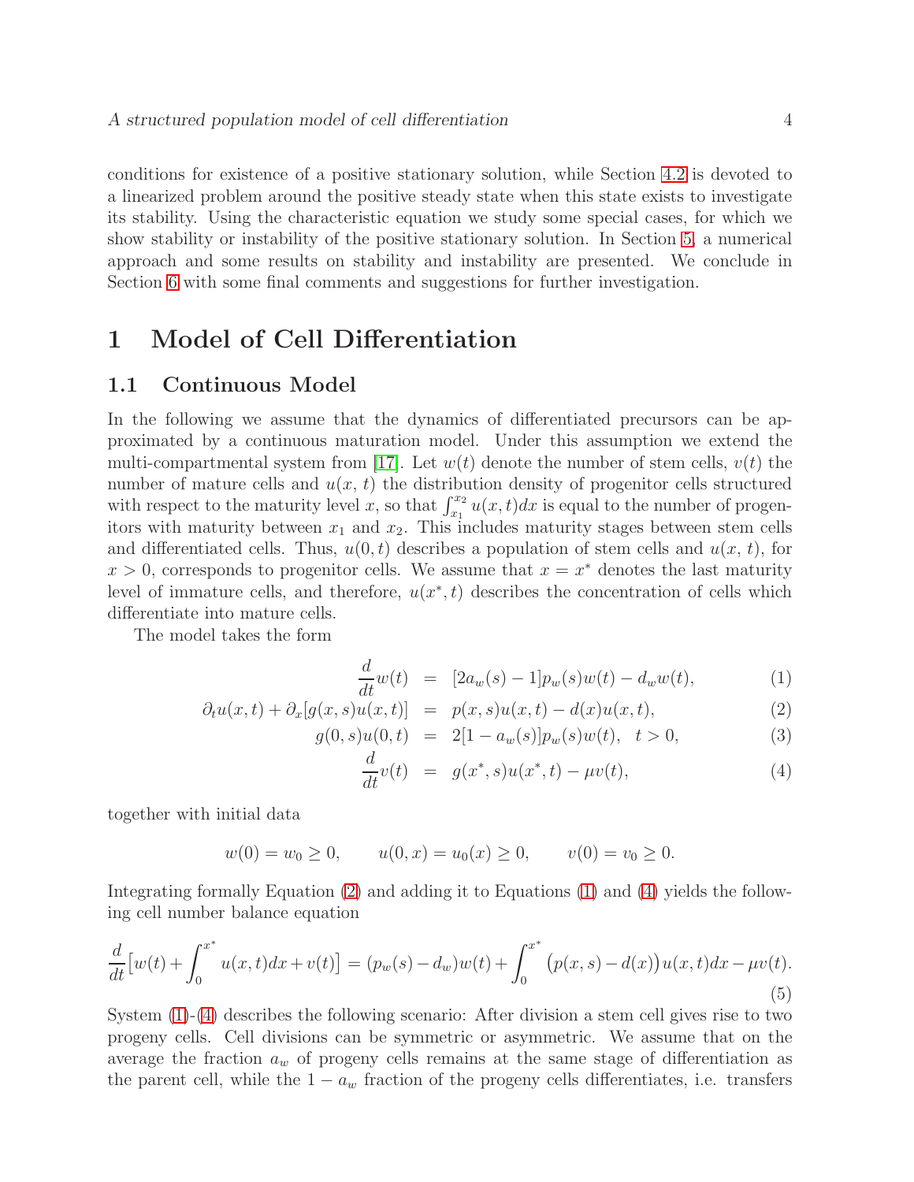conditions for existence of a positive stationary solution, while Section 4.2 is devoted to a linearized problem around the positive steady state when this state exists to investigate its stability. Using the characteristic equation we study some special cases, for which we show stability or instability of the positive stationary solution. In Section 5, a numerical approach and some results on stability and instability are presented. We conclude in Section 6 with some final comments and suggestions for further investigation.

# 1 Model of Cell Differentiation

## 1.1 Continuous Model

In the following we assume that the dynamics of differentiated precursors can be approximated by a continuous maturation model. Under this assumption we extend the multi-compartmental system from [17]. Let $w(t)$ denote the number of stem cells, $v(t)$ the number of mature cells and $u(x, t)$ the distribution density of progenitor cells structured with respect to the maturity level $x$, so that $\int_{x_1}^{x_2} u(x,t)dx$ is equal to the number of progenitors with maturity between $x_1$ and $x_2$. This includes maturity stages between stem cells and differentiated cells. Thus, $u(0,t)$ describes a population of stem cells and $u(x, t)$, for $x > 0$, corresponds to progenitor cells. We assume that $x = x^*$ denotes the last maturity level of immature cells, and therefore, $u(x^*, t)$ describes the concentration of cells which differentiate into mature cells.

The model takes the form

$$
\begin{aligned}
\frac{d}{dt}w(t) &= [2a_w(s)-1]p_w(s)w(t) - d_w w(t), && (1)\\
\partial_t u(x,t) + \partial_x[g(x,s)u(x,t)] &= p(x,s)u(x,t) - d(x)u(x,t), && (2)\\
g(0,s)u(0,t) &= 2[1-a_w(s)]p_w(s)w(t), \quad t>0, && (3)\\
\frac{d}{dt}v(t) &= g(x^*,s)u(x^*,t) - \mu v(t), && (4)
\end{aligned}
$$

together with initial data

$$
w(0) = w_0 \geq 0, \qquad u(0,x) = u_0(x) \geq 0, \qquad v(0) = v_0 \geq 0.
$$

Integrating formally Equation (2) and adding it to Equations (1) and (4) yields the following cell number balance equation

$$
\frac{d}{dt}\big[w(t) + \int_0^{x^*} u(x,t)dx + v(t)\big] = (p_w(s)-d_w)w(t) + \int_0^{x^*} \big(p(x,s)-d(x)\big)u(x,t)dx - \mu v(t). \tag{5}
$$

System (1)-(4) describes the following scenario: After division a stem cell gives rise to two progeny cells. Cell divisions can be symmetric or asymmetric. We assume that on the average the fraction $a_w$ of progeny cells remains at the same stage of differentiation as the parent cell, while the $1 - a_w$ fraction of the progeny cells differentiates, i.e. transfers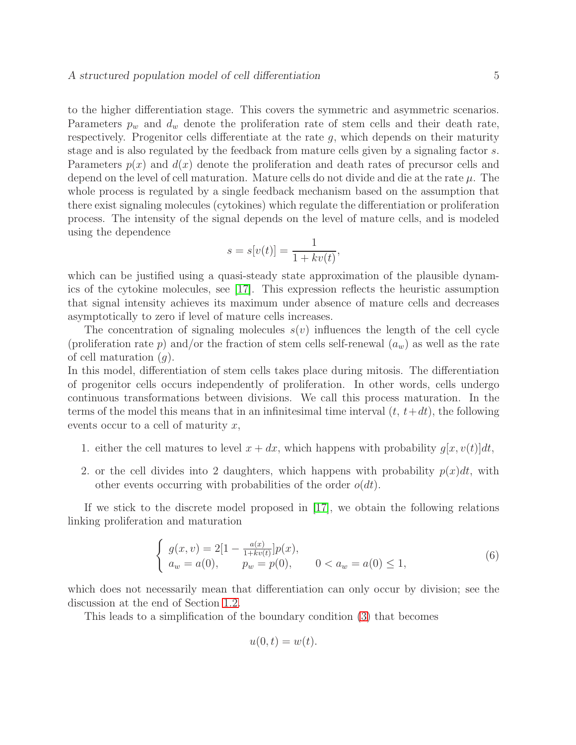to the higher differentiation stage. This covers the symmetric and asymmetric scenarios. Parameters $p_w$ and $d_w$ denote the proliferation rate of stem cells and their death rate, respectively. Progenitor cells differentiate at the rate $g$, which depends on their maturity stage and is also regulated by the feedback from mature cells given by a signaling factor $s$. Parameters $p(x)$ and $d(x)$ denote the proliferation and death rates of precursor cells and depend on the level of cell maturation. Mature cells do not divide and die at the rate $\mu$. The whole process is regulated by a single feedback mechanism based on the assumption that there exist signaling molecules (cytokines) which regulate the differentiation or proliferation process. The intensity of the signal depends on the level of mature cells, and is modeled using the dependence

$$s = s[v(t)] = \frac{1}{1 + kv(t)},$$

which can be justified using a quasi-steady state approximation of the plausible dynamics of the cytokine molecules, see [17]. This expression reflects the heuristic assumption that signal intensity achieves its maximum under absence of mature cells and decreases asymptotically to zero if level of mature cells increases.

The concentration of signaling molecules $s(v)$ influences the length of the cell cycle (proliferation rate $p$) and/or the fraction of stem cells self-renewal ($a_w$) as well as the rate of cell maturation ($g$).

In this model, differentiation of stem cells takes place during mitosis. The differentiation of progenitor cells occurs independently of proliferation. In other words, cells undergo continuous transformations between divisions. We call this process maturation. In the terms of the model this means that in an infinitesimal time interval $(t,\, t+dt)$, the following events occur to a cell of maturity $x$,

1. either the cell matures to level $x + dx$, which happens with probability $g[x, v(t)]dt$,
2. or the cell divides into 2 daughters, which happens with probability $p(x)dt$, with other events occurring with probabilities of the order $o(dt)$.

If we stick to the discrete model proposed in [17], we obtain the following relations linking proliferation and maturation

$$\begin{cases} g(x, v) = 2[1 - \frac{a(x)}{1+kv(t)}]p(x), \\ a_w = a(0), \qquad p_w = p(0), \qquad 0 < a_w = a(0) \leq 1, \end{cases} \tag{6}$$

which does not necessarily mean that differentiation can only occur by division; see the discussion at the end of Section 1.2.

This leads to a simplification of the boundary condition (3) that becomes

$$u(0, t) = w(t).$$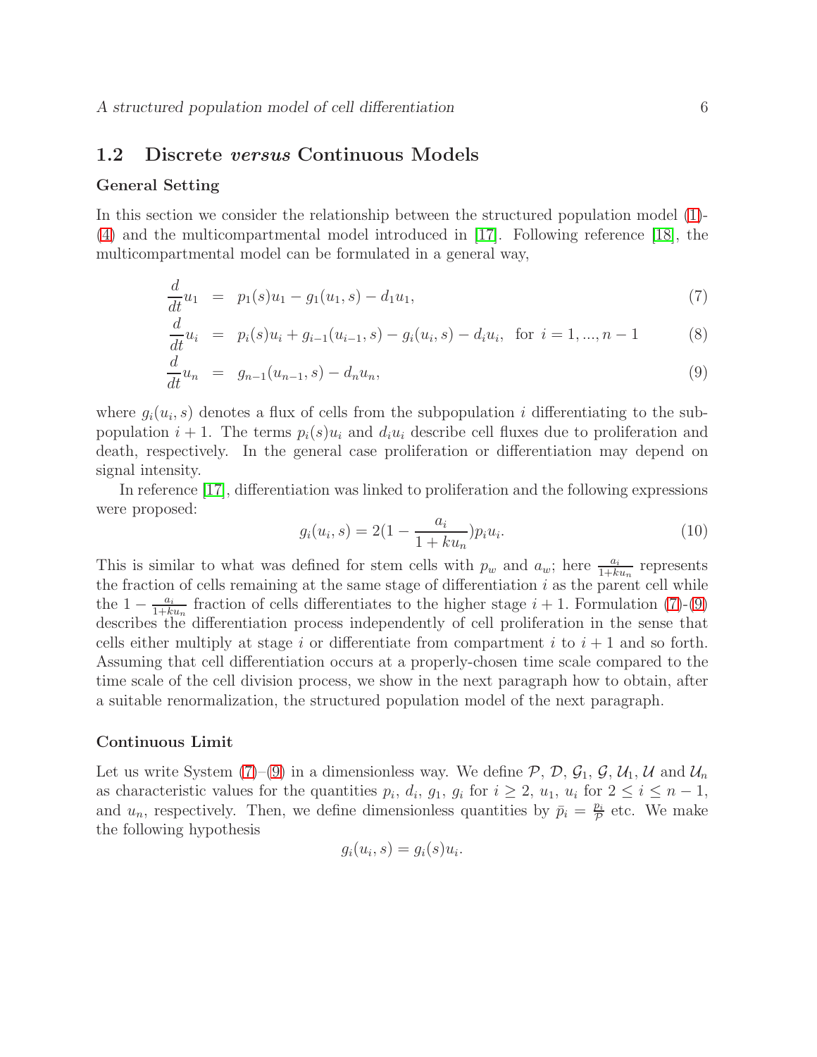## 1.2 Discrete *versus* Continuous Models

### General Setting

In this section we consider the relationship between the structured population model (1)-(4) and the multicompartmental model introduced in [17]. Following reference [18], the multicompartmental model can be formulated in a general way,

$$\frac{d}{dt}u_1 = p_1(s)u_1 - g_1(u_1, s) - d_1 u_1, \tag{7}$$

$$\frac{d}{dt}u_i = p_i(s)u_i + g_{i-1}(u_{i-1}, s) - g_i(u_i, s) - d_i u_i, \text{ for } i = 1, ..., n-1 \tag{8}$$

$$\frac{d}{dt}u_n = g_{n-1}(u_{n-1}, s) - d_n u_n, \tag{9}$$

where $g_i(u_i, s)$ denotes a flux of cells from the subpopulation $i$ differentiating to the subpopulation $i+1$. The terms $p_i(s)u_i$ and $d_i u_i$ describe cell fluxes due to proliferation and death, respectively. In the general case proliferation or differentiation may depend on signal intensity.

In reference [17], differentiation was linked to proliferation and the following expressions were proposed:

$$g_i(u_i, s) = 2(1 - \frac{a_i}{1 + ku_n})p_i u_i. \tag{10}$$

This is similar to what was defined for stem cells with $p_w$ and $a_w$; here $\frac{a_i}{1+ku_n}$ represents the fraction of cells remaining at the same stage of differentiation $i$ as the parent cell while the $1 - \frac{a_i}{1+ku_n}$ fraction of cells differentiates to the higher stage $i+1$. Formulation (7)-(9) describes the differentiation process independently of cell proliferation in the sense that cells either multiply at stage $i$ or differentiate from compartment $i$ to $i+1$ and so forth. Assuming that cell differentiation occurs at a properly-chosen time scale compared to the time scale of the cell division process, we show in the next paragraph how to obtain, after a suitable renormalization, the structured population model of the next paragraph.

### Continuous Limit

Let us write System (7)–(9) in a dimensionless way. We define $\mathcal{P}$, $\mathcal{D}$, $\mathcal{G}_1$, $\mathcal{G}$, $\mathcal{U}_1$, $\mathcal{U}$ and $\mathcal{U}_n$ as characteristic values for the quantities $p_i$, $d_i$, $g_1$, $g_i$ for $i \geq 2$, $u_1$, $u_i$ for $2 \leq i \leq n-1$, and $u_n$, respectively. Then, we define dimensionless quantities by $\bar{p}_i = \frac{p_i}{\mathcal{P}}$ etc. We make the following hypothesis

$$g_i(u_i, s) = g_i(s)u_i.$$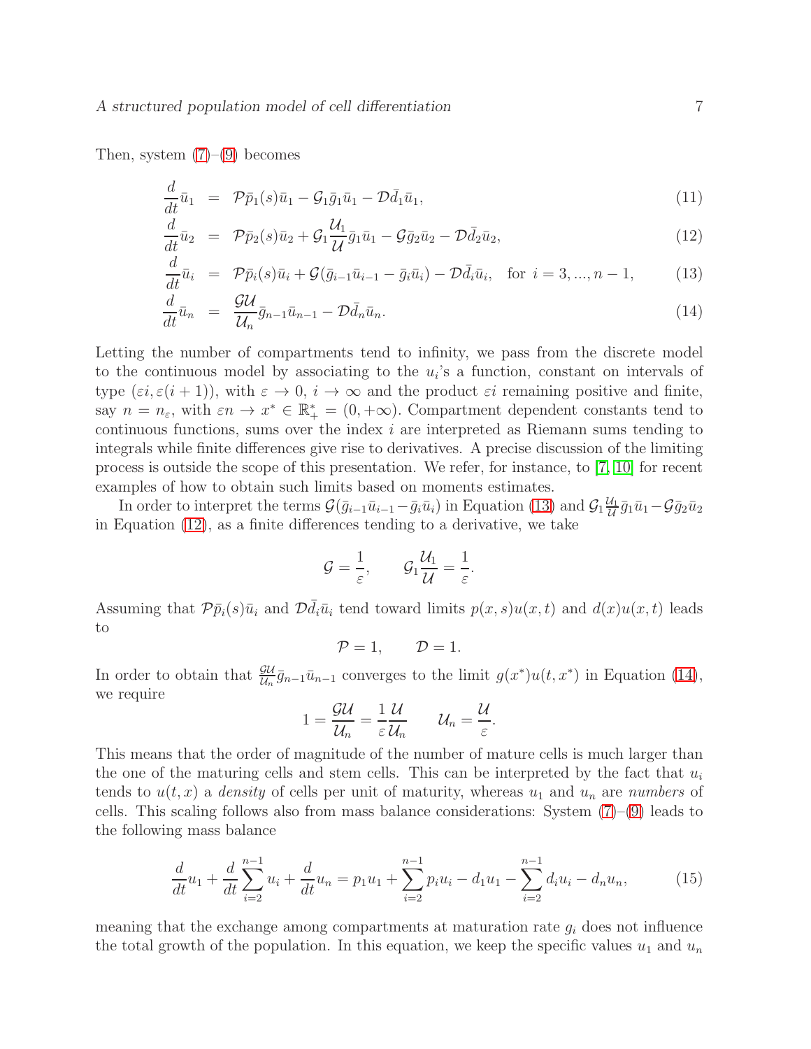Then, system (7)–(9) becomes

$$\frac{d}{dt}\bar{u}_1 = \mathcal{P}\bar{p}_1(s)\bar{u}_1 - \mathcal{G}_1\bar{g}_1\bar{u}_1 - \mathcal{D}\bar{d}_1\bar{u}_1, \tag{11}$$

$$\frac{d}{dt}\bar{u}_2 = \mathcal{P}\bar{p}_2(s)\bar{u}_2 + \mathcal{G}_1\frac{\mathcal{U}_1}{\mathcal{U}}\bar{g}_1\bar{u}_1 - \mathcal{G}\bar{g}_2\bar{u}_2 - \mathcal{D}\bar{d}_2\bar{u}_2, \tag{12}$$

$$\frac{d}{dt}\bar{u}_i = \mathcal{P}\bar{p}_i(s)\bar{u}_i + \mathcal{G}(\bar{g}_{i-1}\bar{u}_{i-1} - \bar{g}_i\bar{u}_i) - \mathcal{D}\bar{d}_i\bar{u}_i, \quad \text{for } i = 3, ..., n-1, \tag{13}$$

$$\frac{d}{dt}\bar{u}_n = \frac{\mathcal{G}\mathcal{U}}{\mathcal{U}_n}\bar{g}_{n-1}\bar{u}_{n-1} - \mathcal{D}\bar{d}_n\bar{u}_n. \tag{14}$$

Letting the number of compartments tend to infinity, we pass from the discrete model to the continuous model by associating to the $u_i$'s a function, constant on intervals of type $(\varepsilon i, \varepsilon(i+1))$, with $\varepsilon \to 0$, $i \to \infty$ and the product $\varepsilon i$ remaining positive and finite, say $n = n_\varepsilon$, with $\varepsilon n \to x^* \in \mathbb{R}_+^* = (0, +\infty)$. Compartment dependent constants tend to continuous functions, sums over the index $i$ are interpreted as Riemann sums tending to integrals while finite differences give rise to derivatives. A precise discussion of the limiting process is outside the scope of this presentation. We refer, for instance, to [7, 10] for recent examples of how to obtain such limits based on moments estimates.

In order to interpret the terms $\mathcal{G}(\bar{g}_{i-1}\bar{u}_{i-1} - \bar{g}_i\bar{u}_i)$ in Equation (13) and $\mathcal{G}_1\frac{\mathcal{U}_1}{\mathcal{U}}\bar{g}_1\bar{u}_1 - \mathcal{G}\bar{g}_2\bar{u}_2$ in Equation (12), as a finite differences tending to a derivative, we take

$$\mathcal{G} = \frac{1}{\varepsilon}, \qquad \mathcal{G}_1\frac{\mathcal{U}_1}{\mathcal{U}} = \frac{1}{\varepsilon}.$$

Assuming that $\mathcal{P}\bar{p}_i(s)\bar{u}_i$ and $\mathcal{D}\bar{d}_i\bar{u}_i$ tend toward limits $p(x,s)u(x,t)$ and $d(x)u(x,t)$ leads to

$$\mathcal{P} = 1, \qquad \mathcal{D} = 1.$$

In order to obtain that $\frac{\mathcal{G}\mathcal{U}}{\mathcal{U}_n}\bar{g}_{n-1}\bar{u}_{n-1}$ converges to the limit $g(x^*)u(t,x^*)$ in Equation (14), we require

$$1 = \frac{\mathcal{G}\mathcal{U}}{\mathcal{U}_n} = \frac{1}{\varepsilon}\frac{\mathcal{U}}{\mathcal{U}_n} \qquad \mathcal{U}_n = \frac{\mathcal{U}}{\varepsilon}.$$

This means that the order of magnitude of the number of mature cells is much larger than the one of the maturing cells and stem cells. This can be interpreted by the fact that $u_i$ tends to $u(t,x)$ a *density* of cells per unit of maturity, whereas $u_1$ and $u_n$ are *numbers* of cells. This scaling follows also from mass balance considerations: System (7)–(9) leads to the following mass balance

$$\frac{d}{dt}u_1 + \frac{d}{dt}\sum_{i=2}^{n-1}u_i + \frac{d}{dt}u_n = p_1u_1 + \sum_{i=2}^{n-1}p_iu_i - d_1u_1 - \sum_{i=2}^{n-1}d_iu_i - d_nu_n, \tag{15}$$

meaning that the exchange among compartments at maturation rate $g_i$ does not influence the total growth of the population. In this equation, we keep the specific values $u_1$ and $u_n$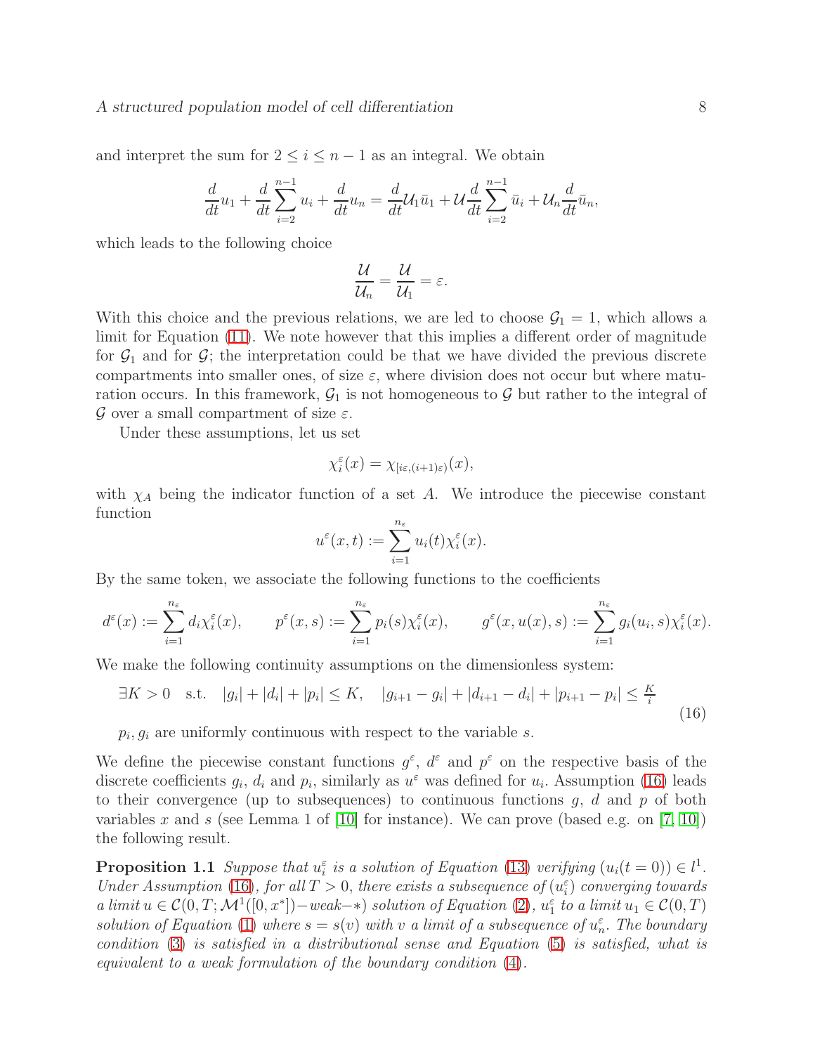and interpret the sum for $2 \leq i \leq n-1$ as an integral. We obtain

$$\frac{d}{dt}u_1 + \frac{d}{dt}\sum_{i=2}^{n-1} u_i + \frac{d}{dt}u_n = \frac{d}{dt}\mathcal{U}_1 \bar{u}_1 + \mathcal{U}\frac{d}{dt}\sum_{i=2}^{n-1} \bar{u}_i + \mathcal{U}_n \frac{d}{dt}\bar{u}_n,$$

which leads to the following choice

$$\frac{\mathcal{U}}{\mathcal{U}_n} = \frac{\mathcal{U}}{\mathcal{U}_1} = \varepsilon.$$

With this choice and the previous relations, we are led to choose $\mathcal{G}_1 = 1$, which allows a limit for Equation (11). We note however that this implies a different order of magnitude for $\mathcal{G}_1$ and for $\mathcal{G}$; the interpretation could be that we have divided the previous discrete compartments into smaller ones, of size $\varepsilon$, where division does not occur but where maturation occurs. In this framework, $\mathcal{G}_1$ is not homogeneous to $\mathcal{G}$ but rather to the integral of $\mathcal{G}$ over a small compartment of size $\varepsilon$.

Under these assumptions, let us set

$$\chi_i^\varepsilon(x) = \chi_{[i\varepsilon,(i+1)\varepsilon)}(x),$$

with $\chi_A$ being the indicator function of a set $A$. We introduce the piecewise constant function

$$u^\varepsilon(x,t) := \sum_{i=1}^{n_\varepsilon} u_i(t)\chi_i^\varepsilon(x).$$

By the same token, we associate the following functions to the coefficients

$$d^\varepsilon(x) := \sum_{i=1}^{n_\varepsilon} d_i \chi_i^\varepsilon(x), \qquad p^\varepsilon(x,s) := \sum_{i=1}^{n_\varepsilon} p_i(s)\chi_i^\varepsilon(x), \qquad g^\varepsilon(x,u(x),s) := \sum_{i=1}^{n_\varepsilon} g_i(u_i,s)\chi_i^\varepsilon(x).$$

We make the following continuity assumptions on the dimensionless system:

$$\begin{aligned} &\exists K > 0 \quad \text{s.t.} \quad |g_i| + |d_i| + |p_i| \leq K, \quad |g_{i+1} - g_i| + |d_{i+1} - d_i| + |p_{i+1} - p_i| \leq \tfrac{K}{i} \\ &p_i, g_i \text{ are uniformly continuous with respect to the variable } s. \end{aligned} \tag{16}$$

We define the piecewise constant functions $g^\varepsilon$, $d^\varepsilon$ and $p^\varepsilon$ on the respective basis of the discrete coefficients $g_i$, $d_i$ and $p_i$, similarly as $u^\varepsilon$ was defined for $u_i$. Assumption (16) leads to their convergence (up to subsequences) to continuous functions $g$, $d$ and $p$ of both variables $x$ and $s$ (see Lemma 1 of [10] for instance). We can prove (based e.g. on [7, 10]) the following result.

**Proposition 1.1** *Suppose that $u_i^\varepsilon$ is a solution of Equation (13) verifying $(u_i(t=0)) \in l^1$. Under Assumption (16), for all $T > 0$, there exists a subsequence of $(u_i^\varepsilon)$ converging towards a limit $u \in \mathcal{C}(0,T; \mathcal{M}^1([0,x^*]) - weak - *)$ solution of Equation (2), $u_1^\varepsilon$ to a limit $u_1 \in \mathcal{C}(0,T)$ solution of Equation (1) where $s = s(v)$ with $v$ a limit of a subsequence of $u_n^\varepsilon$. The boundary condition (3) is satisfied in a distributional sense and Equation (5) is satisfied, what is equivalent to a weak formulation of the boundary condition (4).*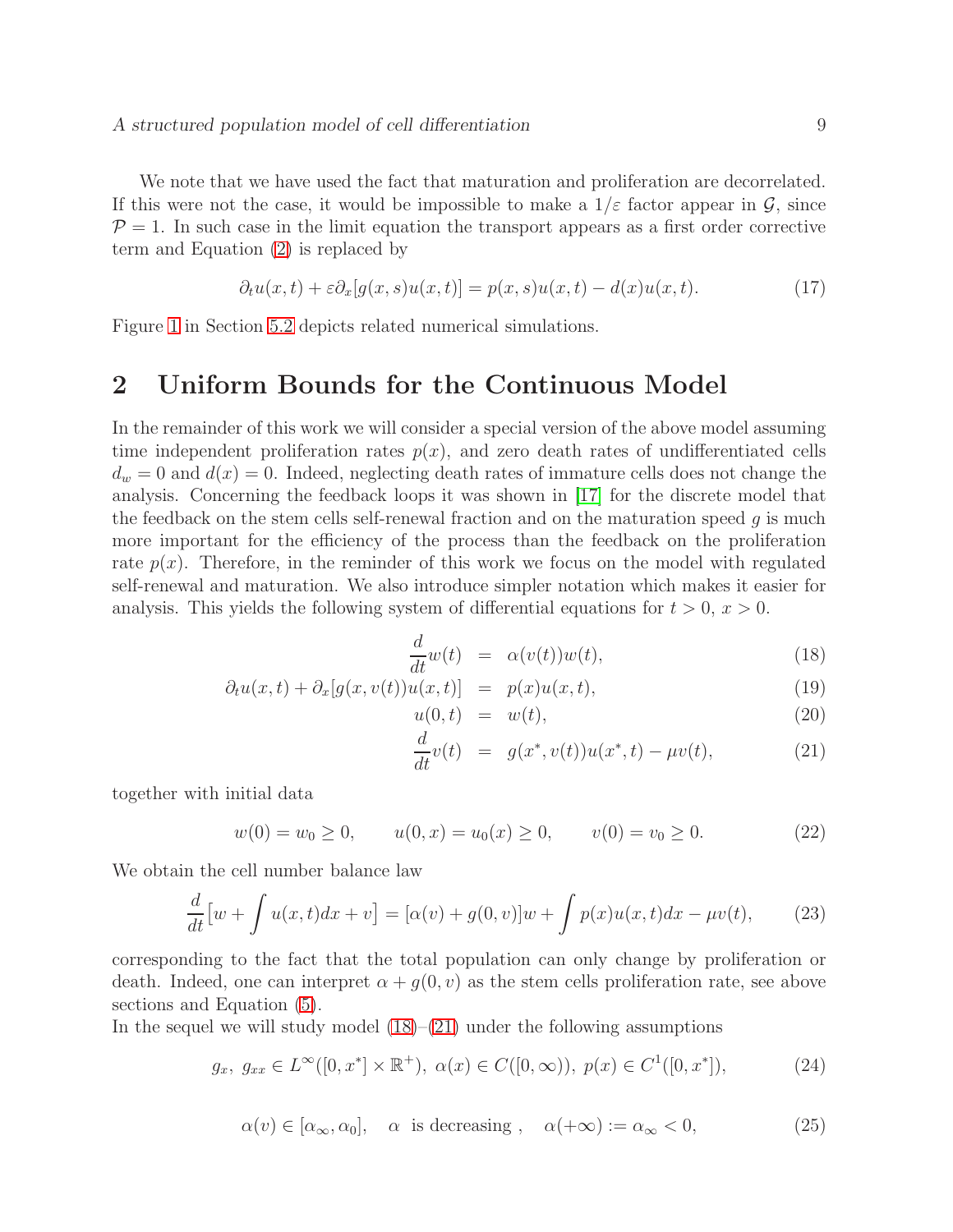We note that we have used the fact that maturation and proliferation are decorrelated. If this were not the case, it would be impossible to make a $1/\varepsilon$ factor appear in $\mathcal{G}$, since $\mathcal{P} = 1$. In such case in the limit equation the transport appears as a first order corrective term and Equation (2) is replaced by

$$\partial_t u(x,t) + \varepsilon \partial_x [g(x,s)u(x,t)] = p(x,s)u(x,t) - d(x)u(x,t). \tag{17}$$

Figure 1 in Section 5.2 depicts related numerical simulations.

## 2 Uniform Bounds for the Continuous Model

In the remainder of this work we will consider a special version of the above model assuming time independent proliferation rates $p(x)$, and zero death rates of undifferentiated cells $d_w = 0$ and $d(x) = 0$. Indeed, neglecting death rates of immature cells does not change the analysis. Concerning the feedback loops it was shown in [17] for the discrete model that the feedback on the stem cells self-renewal fraction and on the maturation speed $g$ is much more important for the efficiency of the process than the feedback on the proliferation rate $p(x)$. Therefore, in the reminder of this work we focus on the model with regulated self-renewal and maturation. We also introduce simpler notation which makes it easier for analysis. This yields the following system of differential equations for $t > 0$, $x > 0$.

$$\frac{d}{dt}w(t) = \alpha(v(t))w(t), \tag{18}$$

$$\partial_t u(x,t) + \partial_x [g(x,v(t))u(x,t)] = p(x)u(x,t), \tag{19}$$

$$u(0,t) = w(t), \tag{20}$$

$$\frac{d}{dt}v(t) = g(x^*, v(t))u(x^*,t) - \mu v(t), \tag{21}$$

together with initial data

$$w(0) = w_0 \geq 0, \qquad u(0,x) = u_0(x) \geq 0, \qquad v(0) = v_0 \geq 0. \tag{22}$$

We obtain the cell number balance law

$$\frac{d}{dt}\big[w + \int u(x,t)dx + v\big] = [\alpha(v) + g(0,v)]w + \int p(x)u(x,t)dx - \mu v(t), \tag{23}$$

corresponding to the fact that the total population can only change by proliferation or death. Indeed, one can interpret $\alpha + g(0,v)$ as the stem cells proliferation rate, see above sections and Equation (5).

In the sequel we will study model (18)–(21) under the following assumptions

$$g_x,\ g_{xx} \in L^\infty([0,x^*] \times \mathbb{R}^+),\ \alpha(x) \in C([0,\infty)),\ p(x) \in C^1([0,x^*]), \tag{24}$$

$$\alpha(v) \in [\alpha_\infty, \alpha_0], \quad \alpha \ \text{ is decreasing} , \quad \alpha(+\infty) := \alpha_\infty < 0, \tag{25}$$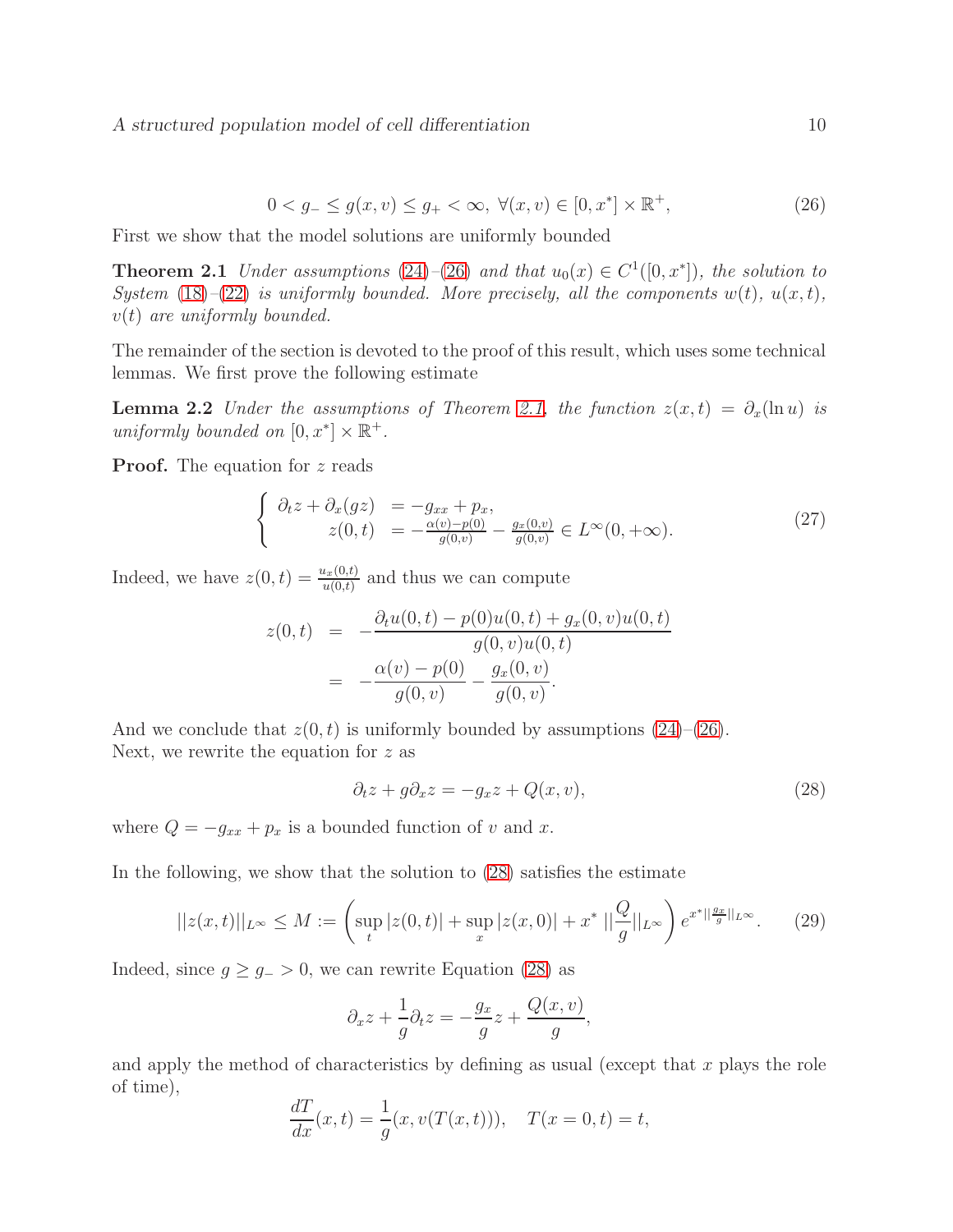$$0 < g_- \leq g(x,v) \leq g_+ < \infty, \ \forall (x,v) \in [0,x^*] \times \mathbb{R}^+, \tag{26}$$

First we show that the model solutions are uniformly bounded

**Theorem 2.1** *Under assumptions (24)–(26) and that $u_0(x) \in C^1([0,x^*])$, the solution to System (18)–(22) is uniformly bounded. More precisely, all the components $w(t)$, $u(x,t)$, $v(t)$ are uniformly bounded.*

The remainder of the section is devoted to the proof of this result, which uses some technical lemmas. We first prove the following estimate

**Lemma 2.2** *Under the assumptions of Theorem 2.1, the function $z(x,t) = \partial_x(\ln u)$ is uniformly bounded on $[0,x^*] \times \mathbb{R}^+$.*

**Proof.** The equation for $z$ reads

$$\begin{cases} \partial_t z + \partial_x (gz) &= -g_{xx} + p_x, \\ \quad\quad z(0,t) &= -\frac{\alpha(v)-p(0)}{g(0,v)} - \frac{g_x(0,v)}{g(0,v)} \in L^\infty(0,+\infty). \end{cases} \tag{27}$$

Indeed, we have $z(0,t) = \frac{u_x(0,t)}{u(0,t)}$ and thus we can compute

$$\begin{aligned} z(0,t) &= -\frac{\partial_t u(0,t) - p(0)u(0,t) + g_x(0,v)u(0,t)}{g(0,v)u(0,t)} \\ &= -\frac{\alpha(v)-p(0)}{g(0,v)} - \frac{g_x(0,v)}{g(0,v)}. \end{aligned}$$

And we conclude that $z(0,t)$ is uniformly bounded by assumptions (24)–(26).
Next, we rewrite the equation for $z$ as

$$\partial_t z + g\partial_x z = -g_x z + Q(x,v), \tag{28}$$

where $Q = -g_{xx} + p_x$ is a bounded function of $v$ and $x$.

In the following, we show that the solution to (28) satisfies the estimate

$$||z(x,t)||_{L^\infty} \leq M := \left( \sup_t |z(0,t)| + \sup_x |z(x,0)| + x^* \, ||\frac{Q}{g}||_{L^\infty} \right) e^{x^* || \frac{g_x}{g} ||_{L^\infty}}. \tag{29}$$

Indeed, since $g \geq g_- > 0$, we can rewrite Equation (28) as

$$\partial_x z + \frac{1}{g}\partial_t z = -\frac{g_x}{g} z + \frac{Q(x,v)}{g},$$

and apply the method of characteristics by defining as usual (except that $x$ plays the role of time),

$$\frac{dT}{dx}(x,t) = \frac{1}{g}(x, v(T(x,t))), \quad T(x=0,t) = t,$$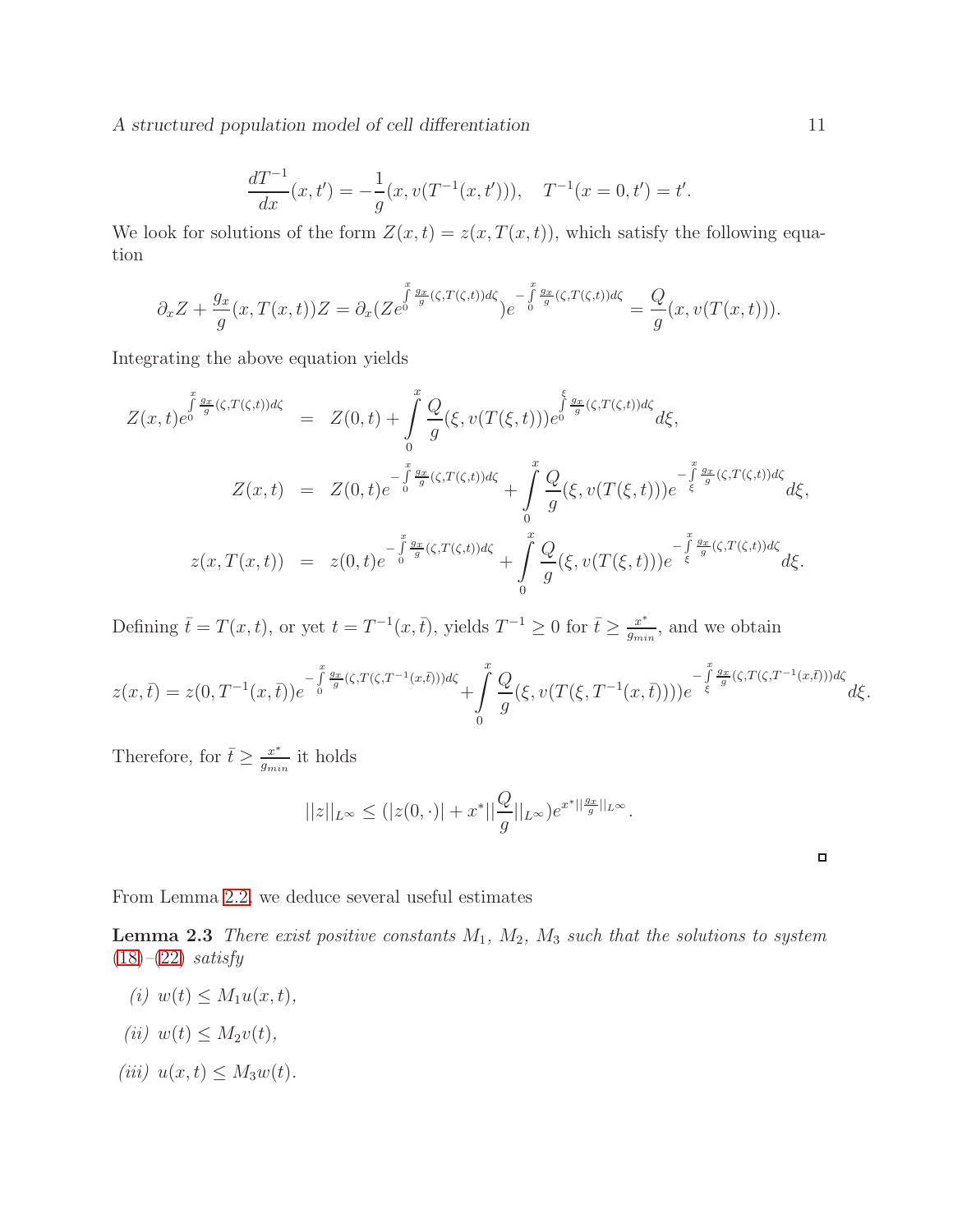$$\frac{dT^{-1}}{dx}(x,t') = -\frac{1}{g}(x, v(T^{-1}(x,t'))), \quad T^{-1}(x=0,t') = t'.$$

We look for solutions of the form $Z(x,t) = z(x, T(x,t))$, which satisfy the following equation

$$\partial_x Z + \frac{g_x}{g}(x, T(x,t))Z = \partial_x (Z e^{\int_0^x \frac{g_x}{g}(\zeta, T(\zeta,t))d\zeta}) e^{-\int_0^x \frac{g_x}{g}(\zeta, T(\zeta,t))d\zeta} = \frac{Q}{g}(x, v(T(x,t))).$$

Integrating the above equation yields

$$\begin{aligned}
Z(x,t) e^{\int_0^x \frac{g_x}{g}(\zeta, T(\zeta,t))d\zeta} &= Z(0,t) + \int_0^x \frac{Q}{g}(\xi, v(T(\xi,t))) e^{\int_0^\xi \frac{g_x}{g}(\zeta, T(\zeta,t))d\zeta} d\xi, \\
Z(x,t) &= Z(0,t) e^{-\int_0^x \frac{g_x}{g}(\zeta, T(\zeta,t))d\zeta} + \int_0^x \frac{Q}{g}(\xi, v(T(\xi,t))) e^{-\int_\xi^x \frac{g_x}{g}(\zeta, T(\zeta,t))d\zeta} d\xi, \\
z(x, T(x,t)) &= z(0,t) e^{-\int_0^x \frac{g_x}{g}(\zeta, T(\zeta,t))d\zeta} + \int_0^x \frac{Q}{g}(\xi, v(T(\xi,t))) e^{-\int_\xi^x \frac{g_x}{g}(\zeta, T(\zeta,t))d\zeta} d\xi.
\end{aligned}$$

Defining $\bar{t} = T(x,t)$, or yet $t = T^{-1}(x,\bar{t})$, yields $T^{-1} \geq 0$ for $\bar{t} \geq \frac{x^*}{g_{min}}$, and we obtain

$$z(x,\bar{t}) = z(0, T^{-1}(x,\bar{t})) e^{-\int_0^x \frac{g_x}{g}(\zeta, T(\zeta, T^{-1}(x,\bar{t})))d\zeta} + \int_0^x \frac{Q}{g}(\xi, v(T(\xi, T^{-1}(x,\bar{t})))) e^{-\int_\xi^x \frac{g_x}{g}(\zeta, T(\zeta, T^{-1}(x,\bar{t})))d\zeta} d\xi.$$

Therefore, for $\bar{t} \geq \frac{x^*}{g_{min}}$ it holds

$$||z||_{L^\infty} \leq (|z(0,\cdot)| + x^* ||\frac{Q}{g}||_{L^\infty}) e^{x^* ||\frac{g_x}{g}||_{L^\infty}}.$$

□

From Lemma 2.2, we deduce several useful estimates

**Lemma 2.3** *There exist positive constants $M_1$, $M_2$, $M_3$ such that the solutions to system (18)–(22) satisfy*

*(i)* $w(t) \leq M_1 u(x,t)$,

*(ii)* $w(t) \leq M_2 v(t)$,

*(iii)* $u(x,t) \leq M_3 w(t)$.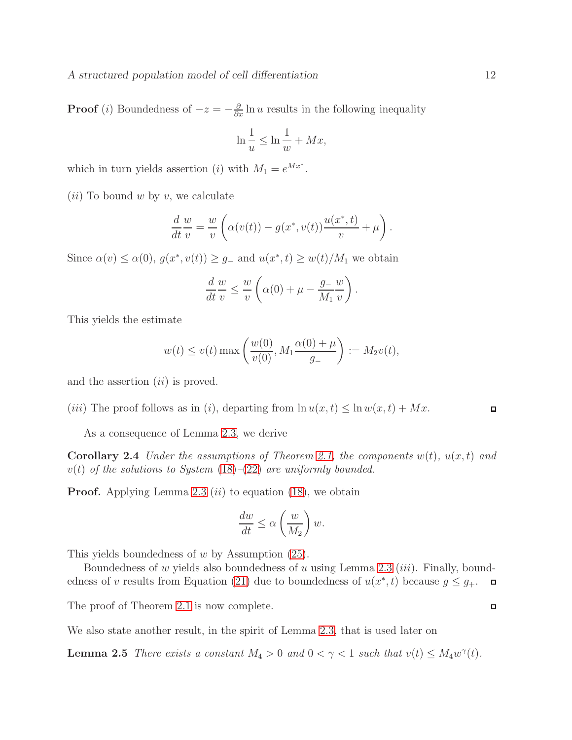**Proof** $(i)$ Boundedness of $-z = -\frac{\partial}{\partial x} \ln u$ results in the following inequality

$$\ln \frac{1}{u} \leq \ln \frac{1}{w} + Mx,$$

which in turn yields assertion $(i)$ with $M_1 = e^{Mx^*}$.

$(ii)$ To bound $w$ by $v$, we calculate

$$\frac{d}{dt} \frac{w}{v} = \frac{w}{v} \left( \alpha(v(t)) - g(x^*, v(t)) \frac{u(x^*, t)}{v} + \mu \right).$$

Since $\alpha(v) \leq \alpha(0)$, $g(x^*, v(t)) \geq g_-$ and $u(x^*, t) \geq w(t)/M_1$ we obtain

$$\frac{d}{dt} \frac{w}{v} \leq \frac{w}{v} \left( \alpha(0) + \mu - \frac{g_-}{M_1} \frac{w}{v} \right).$$

This yields the estimate

$$w(t) \leq v(t) \max \left( \frac{w(0)}{v(0)}, M_1 \frac{\alpha(0) + \mu}{g_-} \right) := M_2 v(t),$$

and the assertion $(ii)$ is proved.

$(iii)$ The proof follows as in $(i)$, departing from $\ln u(x,t) \leq \ln w(x,t) + Mx$. ◻

As a consequence of Lemma 2.3, we derive

**Corollary 2.4** *Under the assumptions of Theorem 2.1, the components $w(t)$, $u(x,t)$ and $v(t)$ of the solutions to System (18)–(22) are uniformly bounded.*

**Proof.** Applying Lemma 2.3 $(ii)$ to equation (18), we obtain

$$\frac{dw}{dt} \leq \alpha \left( \frac{w}{M_2} \right) w.$$

This yields boundedness of $w$ by Assumption (25).

Boundedness of $w$ yields also boundedness of $u$ using Lemma 2.3 $(iii)$. Finally, boundedness of $v$ results from Equation (21) due to boundedness of $u(x^*, t)$ because $g \leq g_+$. ◻

The proof of Theorem 2.1 is now complete. ◻

We also state another result, in the spirit of Lemma 2.3, that is used later on

**Lemma 2.5** *There exists a constant $M_4 > 0$ and $0 < \gamma < 1$ such that $v(t) \leq M_4 w^{\gamma}(t)$.*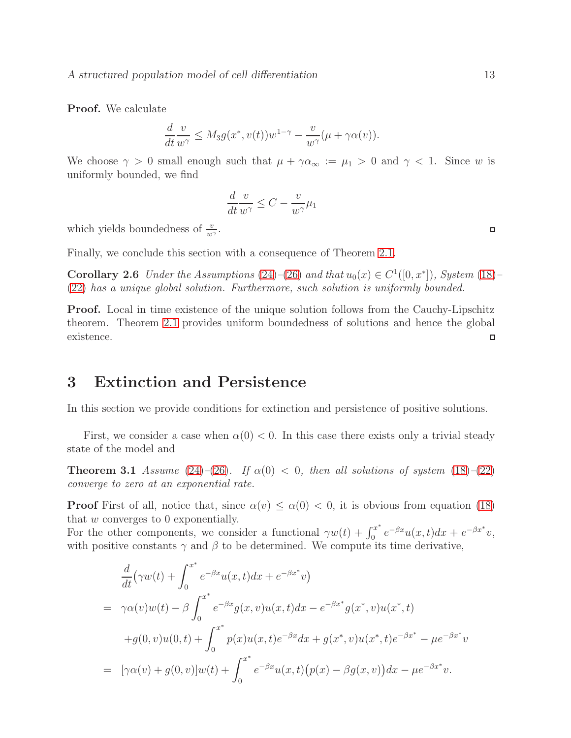**Proof.** We calculate

$$\frac{d}{dt}\frac{v}{w^\gamma} \leq M_3 g(x^*, v(t)) w^{1-\gamma} - \frac{v}{w^\gamma}(\mu + \gamma\alpha(v)).$$

We choose $\gamma > 0$ small enough such that $\mu + \gamma\alpha_\infty := \mu_1 > 0$ and $\gamma < 1$. Since $w$ is uniformly bounded, we find

$$\frac{d}{dt}\frac{v}{w^\gamma} \leq C - \frac{v}{w^\gamma}\mu_1$$

which yields boundedness of $\frac{v}{w^\gamma}$. □

Finally, we conclude this section with a consequence of Theorem 2.1.

**Corollary 2.6** *Under the Assumptions (24)–(26) and that $u_0(x) \in C^1([0, x^*])$, System (18)–(22) has a unique global solution. Furthermore, such solution is uniformly bounded.*

**Proof.** Local in time existence of the unique solution follows from the Cauchy-Lipschitz theorem. Theorem 2.1 provides uniform boundedness of solutions and hence the global existence. □

## 3 Extinction and Persistence

In this section we provide conditions for extinction and persistence of positive solutions.

First, we consider a case when $\alpha(0) < 0$. In this case there exists only a trivial steady state of the model and

**Theorem 3.1** *Assume (24)–(26). If $\alpha(0) < 0$, then all solutions of system (18)–(22) converge to zero at an exponential rate.*

**Proof** First of all, notice that, since $\alpha(v) \leq \alpha(0) < 0$, it is obvious from equation (18) that $w$ converges to 0 exponentially.
For the other components, we consider a functional $\gamma w(t) + \int_0^{x^*} e^{-\beta x} u(x,t)dx + e^{-\beta x^*} v$, with positive constants $\gamma$ and $\beta$ to be determined. We compute its time derivative,

$$\begin{aligned}
&\frac{d}{dt}\big(\gamma w(t) + \int_0^{x^*} e^{-\beta x} u(x,t)dx + e^{-\beta x^*} v\big) \\
= \;& \gamma\alpha(v)w(t) - \beta\int_0^{x^*} e^{-\beta x} g(x,v)u(x,t)dx - e^{-\beta x^*} g(x^*,v)u(x^*,t) \\
& + g(0,v)u(0,t) + \int_0^{x^*} p(x)u(x,t)e^{-\beta x}dx + g(x^*,v)u(x^*,t)e^{-\beta x^*} - \mu e^{-\beta x^*} v \\
= \;& [\gamma\alpha(v) + g(0,v)]w(t) + \int_0^{x^*} e^{-\beta x} u(x,t)\big(p(x) - \beta g(x,v)\big)dx - \mu e^{-\beta x^*} v.
\end{aligned}$$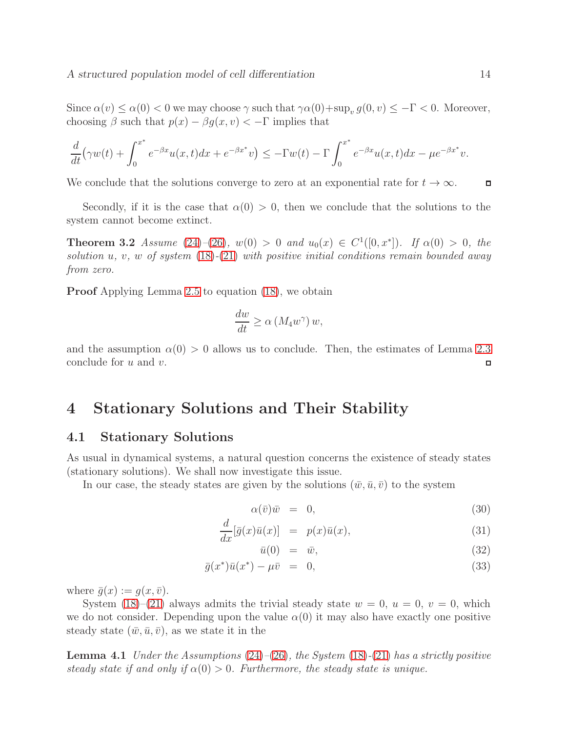Since $\alpha(v) \leq \alpha(0) < 0$ we may choose $\gamma$ such that $\gamma\alpha(0) + \sup_v g(0,v) \leq -\Gamma < 0$. Moreover, choosing $\beta$ such that $p(x) - \beta g(x,v) < -\Gamma$ implies that

$$\frac{d}{dt}\big(\gamma w(t) + \int_0^{x^*} e^{-\beta x} u(x,t)dx + e^{-\beta x^*} v\big) \leq -\Gamma w(t) - \Gamma \int_0^{x^*} e^{-\beta x} u(x,t)dx - \mu e^{-\beta x^*} v.$$

We conclude that the solutions converge to zero at an exponential rate for $t \to \infty$. ◻

Secondly, if it is the case that $\alpha(0) > 0$, then we conclude that the solutions to the system cannot become extinct.

**Theorem 3.2** *Assume (24)–(26), $w(0) > 0$ and $u_0(x) \in C^1([0,x^*])$. If $\alpha(0) > 0$, the solution $u$, $v$, $w$ of system (18)-(21) with positive initial conditions remain bounded away from zero.*

**Proof** Applying Lemma 2.5 to equation (18), we obtain

$$\frac{dw}{dt} \geq \alpha\left(M_4 w^\gamma\right) w,$$

and the assumption $\alpha(0) > 0$ allows us to conclude. Then, the estimates of Lemma 2.3 conclude for $u$ and $v$. ◻

# 4 Stationary Solutions and Their Stability

## 4.1 Stationary Solutions

As usual in dynamical systems, a natural question concerns the existence of steady states (stationary solutions). We shall now investigate this issue.

In our case, the steady states are given by the solutions $(\bar{w}, \bar{u}, \bar{v})$ to the system

$$\alpha(\bar{v})\bar{w} = 0, \tag{30}$$

$$\frac{d}{dx}[\bar{g}(x)\bar{u}(x)] = p(x)\bar{u}(x), \tag{31}$$

$$\bar{u}(0) = \bar{w}, \tag{32}$$

$$\bar{g}(x^*)\bar{u}(x^*) - \mu\bar{v} = 0, \tag{33}$$

where $\bar{g}(x) := g(x, \bar{v})$.

System (18)–(21) always admits the trivial steady state $w = 0$, $u = 0$, $v = 0$, which we do not consider. Depending upon the value $\alpha(0)$ it may also have exactly one positive steady state $(\bar{w}, \bar{u}, \bar{v})$, as we state it in the

**Lemma 4.1** *Under the Assumptions (24)–(26), the System (18)-(21) has a strictly positive steady state if and only if $\alpha(0) > 0$. Furthermore, the steady state is unique.*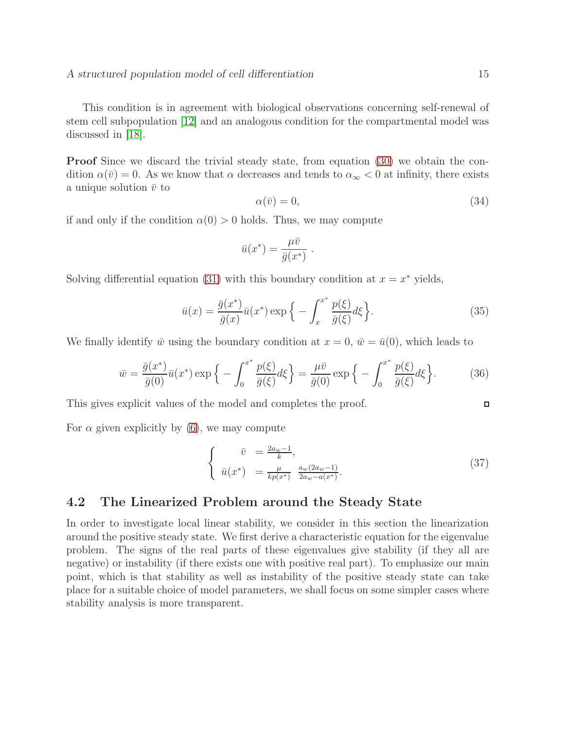This condition is in agreement with biological observations concerning self-renewal of stem cell subpopulation [12] and an analogous condition for the compartmental model was discussed in [18].

**Proof** Since we discard the trivial steady state, from equation (30) we obtain the condition $\alpha(\bar{v}) = 0$. As we know that $\alpha$ decreases and tends to $\alpha_\infty < 0$ at infinity, there exists a unique solution $\bar{v}$ to

$$\alpha(\bar{v}) = 0, \tag{34}$$

if and only if the condition $\alpha(0) > 0$ holds. Thus, we may compute

$$\bar{u}(x^*) = \frac{\mu \bar{v}}{\bar{g}(x^*)} \,.$$

Solving differential equation (31) with this boundary condition at $x = x^*$ yields,

$$\bar{u}(x) = \frac{\bar{g}(x^*)}{\bar{g}(x)} \bar{u}(x^*) \exp\Big\{ - \int_x^{x^*} \frac{p(\xi)}{\bar{g}(\xi)} d\xi \Big\}. \tag{35}$$

We finally identify $\bar{w}$ using the boundary condition at $x = 0$, $\bar{w} = \bar{u}(0)$, which leads to

$$\bar{w} = \frac{\bar{g}(x^*)}{\bar{g}(0)} \bar{u}(x^*) \exp\Big\{ - \int_0^{x^*} \frac{p(\xi)}{\bar{g}(\xi)} d\xi \Big\} = \frac{\mu \bar{v}}{\bar{g}(0)} \exp\Big\{ - \int_0^{x^*} \frac{p(\xi)}{\bar{g}(\xi)} d\xi \Big\}. \tag{36}$$

This gives explicit values of the model and completes the proof. □

For $\alpha$ given explicitly by (6), we may compute

$$\left\{ \begin{array}{rl} \bar{v} & = \frac{2a_w - 1}{k}, \\ \bar{u}(x^*) & = \frac{\mu}{kp(x^*)} \; \frac{a_w(2a_w - 1)}{2a_w - a(x^*)}. \end{array} \right. \tag{37}$$

## 4.2 The Linearized Problem around the Steady State

In order to investigate local linear stability, we consider in this section the linearization around the positive steady state. We first derive a characteristic equation for the eigenvalue problem. The signs of the real parts of these eigenvalues give stability (if they all are negative) or instability (if there exists one with positive real part). To emphasize our main point, which is that stability as well as instability of the positive steady state can take place for a suitable choice of model parameters, we shall focus on some simpler cases where stability analysis is more transparent.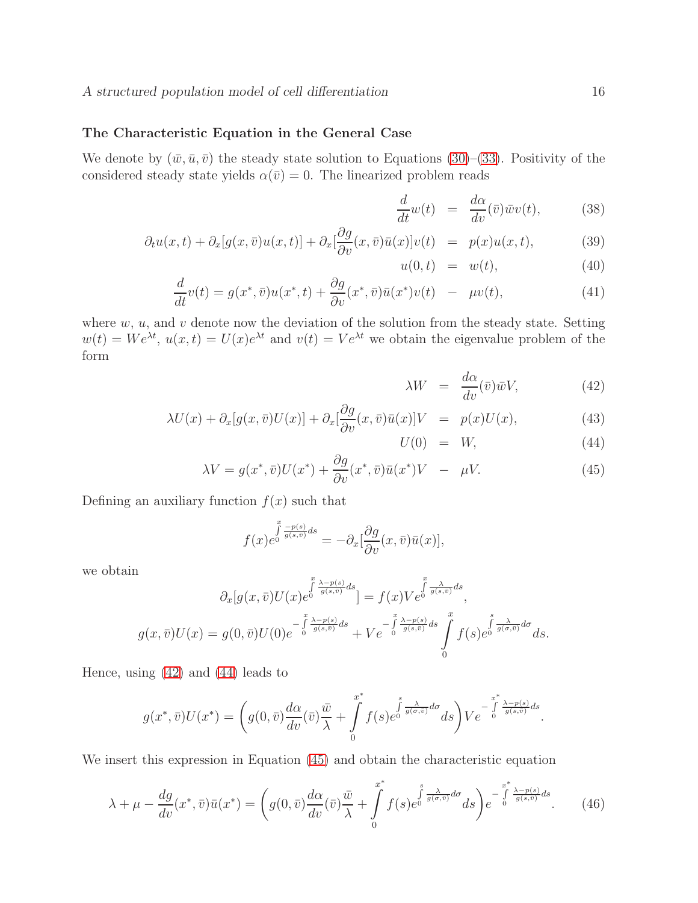### The Characteristic Equation in the General Case

We denote by $(\bar{w}, \bar{u}, \bar{v})$ the steady state solution to Equations (30)–(33). Positivity of the considered steady state yields $\alpha(\bar{v}) = 0$. The linearized problem reads

$$\frac{d}{dt}w(t) = \frac{d\alpha}{dv}(\bar{v})\bar{w}v(t), \tag{38}$$

$$\partial_t u(x,t) + \partial_x[g(x,\bar{v})u(x,t)] + \partial_x[\frac{\partial g}{\partial v}(x,\bar{v})\bar{u}(x)]v(t) = p(x)u(x,t), \tag{39}$$

$$u(0,t) = w(t), \tag{40}$$

$$\frac{d}{dt}v(t) = g(x^*,\bar{v})u(x^*,t) + \frac{\partial g}{\partial v}(x^*,\bar{v})\bar{u}(x^*)v(t) - \mu v(t), \tag{41}$$

where $w$, $u$, and $v$ denote now the deviation of the solution from the steady state. Setting $w(t) = We^{\lambda t}$, $u(x,t) = U(x)e^{\lambda t}$ and $v(t) = Ve^{\lambda t}$ we obtain the eigenvalue problem of the form

$$\lambda W = \frac{d\alpha}{dv}(\bar{v})\bar{w}V, \tag{42}$$

$$\lambda U(x) + \partial_x[g(x,\bar{v})U(x)] + \partial_x[\frac{\partial g}{\partial v}(x,\bar{v})\bar{u}(x)]V = p(x)U(x), \tag{43}$$

$$U(0) = W, \tag{44}$$

$$\lambda V = g(x^*,\bar{v})U(x^*) + \frac{\partial g}{\partial v}(x^*,\bar{v})\bar{u}(x^*)V - \mu V. \tag{45}$$

Defining an auxiliary function $f(x)$ such that

$$f(x)e^{\int_0^x \frac{-p(s)}{g(s,\bar{v})}ds} = -\partial_x[\frac{\partial g}{\partial v}(x,\bar{v})\bar{u}(x)],$$

we obtain

$$\partial_x[g(x,\bar{v})U(x)e^{\int_0^x \frac{\lambda - p(s)}{g(s,\bar{v})}ds}] = f(x)Ve^{\int_0^x \frac{\lambda}{g(s,\bar{v})}ds},$$

$$g(x,\bar{v})U(x) = g(0,\bar{v})U(0)e^{-\int_0^x \frac{\lambda-p(s)}{g(s,\bar{v})}ds} + Ve^{-\int_0^x \frac{\lambda-p(s)}{g(s,\bar{v})}ds}\int_0^x f(s)e^{\int_0^s \frac{\lambda}{g(\sigma,\bar{v})}d\sigma}ds.$$

Hence, using (42) and (44) leads to

$$g(x^*,\bar{v})U(x^*) = \left(g(0,\bar{v})\frac{d\alpha}{dv}(\bar{v})\frac{\bar{w}}{\lambda} + \int_0^{x^*} f(s)e^{\int_0^s \frac{\lambda}{g(\sigma,\bar{v})}d\sigma}ds\right)Ve^{-\int_0^{x^*} \frac{\lambda-p(s)}{g(s,\bar{v})}ds}.$$

We insert this expression in Equation (45) and obtain the characteristic equation

$$\lambda + \mu - \frac{dg}{dv}(x^*,\bar{v})\bar{u}(x^*) = \left(g(0,\bar{v})\frac{d\alpha}{dv}(\bar{v})\frac{\bar{w}}{\lambda} + \int_0^{x^*} f(s)e^{\int_0^s \frac{\lambda}{g(\sigma,\bar{v})}d\sigma}ds\right)e^{-\int_0^{x^*} \frac{\lambda-p(s)}{g(s,\bar{v})}ds}. \tag{46}$$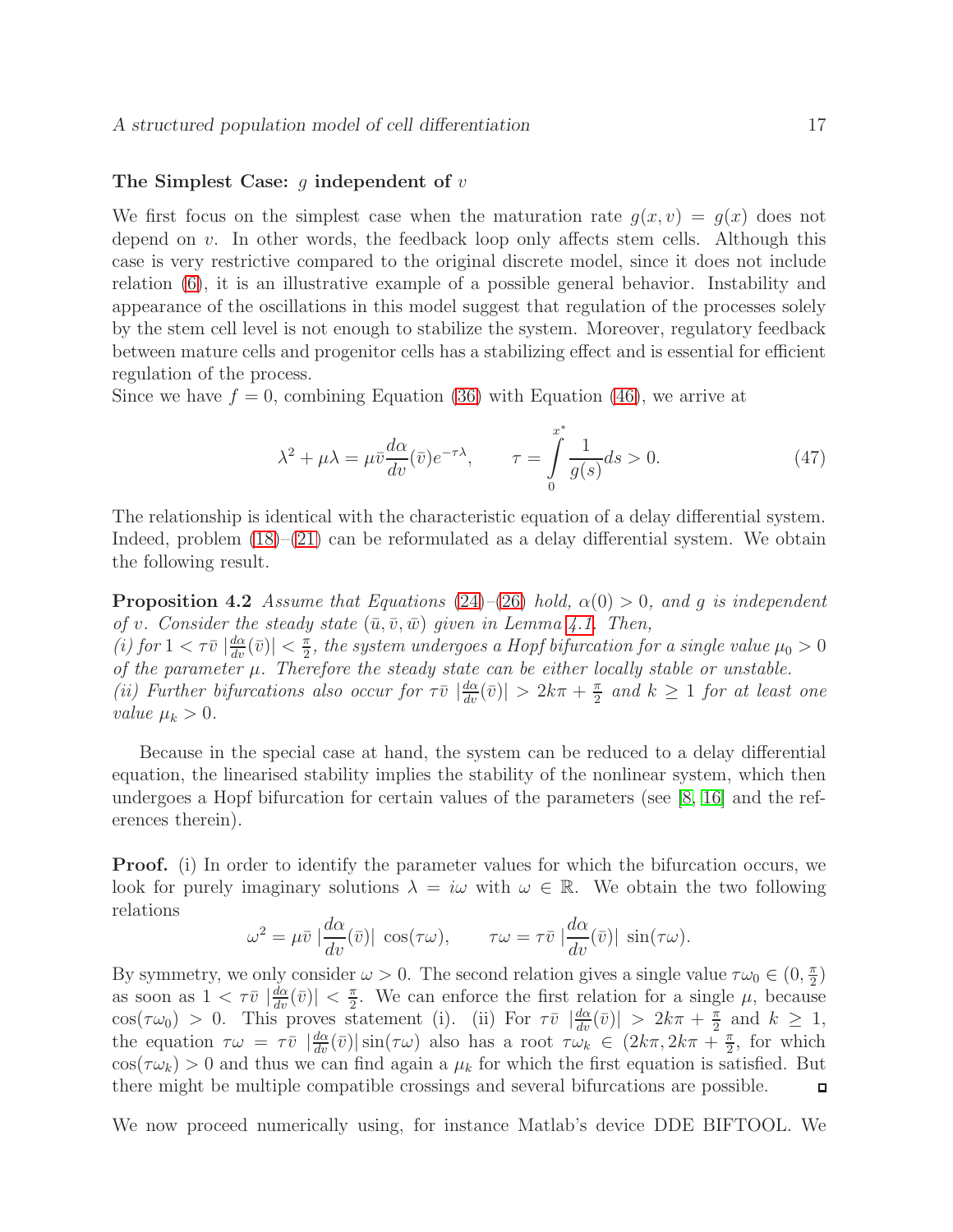**The Simplest Case: $g$ independent of $v$**

We first focus on the simplest case when the maturation rate $g(x,v) = g(x)$ does not depend on $v$. In other words, the feedback loop only affects stem cells. Although this case is very restrictive compared to the original discrete model, since it does not include relation (6), it is an illustrative example of a possible general behavior. Instability and appearance of the oscillations in this model suggest that regulation of the processes solely by the stem cell level is not enough to stabilize the system. Moreover, regulatory feedback between mature cells and progenitor cells has a stabilizing effect and is essential for efficient regulation of the process.

Since we have $f = 0$, combining Equation (36) with Equation (46), we arrive at

$$\lambda^2 + \mu\lambda = \mu\bar{v}\frac{d\alpha}{dv}(\bar{v})e^{-\tau\lambda}, \qquad \tau = \int_0^{x^*} \frac{1}{g(s)}ds > 0. \tag{47}$$

The relationship is identical with the characteristic equation of a delay differential system. Indeed, problem (18)–(21) can be reformulated as a delay differential system. We obtain the following result.

**Proposition 4.2** *Assume that Equations (24)–(26) hold, $\alpha(0) > 0$, and $g$ is independent of $v$. Consider the steady state $(\bar{u}, \bar{v}, \bar{w})$ given in Lemma 4.1. Then,*
*(i) for $1 < \tau\bar{v}\,|\frac{d\alpha}{dv}(\bar{v})| < \frac{\pi}{2}$, the system undergoes a Hopf bifurcation for a single value $\mu_0 > 0$ of the parameter $\mu$. Therefore the steady state can be either locally stable or unstable.*
*(ii) Further bifurcations also occur for $\tau\bar{v}\,|\frac{d\alpha}{dv}(\bar{v})| > 2k\pi + \frac{\pi}{2}$ and $k \geq 1$ for at least one value $\mu_k > 0$.*

Because in the special case at hand, the system can be reduced to a delay differential equation, the linearised stability implies the stability of the nonlinear system, which then undergoes a Hopf bifurcation for certain values of the parameters (see [8, 16] and the references therein).

**Proof.** (i) In order to identify the parameter values for which the bifurcation occurs, we look for purely imaginary solutions $\lambda = i\omega$ with $\omega \in \mathbb{R}$. We obtain the two following relations

$$\omega^2 = \mu\bar{v}\,|\frac{d\alpha}{dv}(\bar{v})|\,\cos(\tau\omega), \qquad \tau\omega = \tau\bar{v}\,|\frac{d\alpha}{dv}(\bar{v})|\,\sin(\tau\omega).$$

By symmetry, we only consider $\omega > 0$. The second relation gives a single value $\tau\omega_0 \in (0, \frac{\pi}{2})$ as soon as $1 < \tau\bar{v}\,|\frac{d\alpha}{dv}(\bar{v})| < \frac{\pi}{2}$. We can enforce the first relation for a single $\mu$, because $\cos(\tau\omega_0) > 0$. This proves statement (i). (ii) For $\tau\bar{v}\,|\frac{d\alpha}{dv}(\bar{v})| > 2k\pi + \frac{\pi}{2}$ and $k \geq 1$, the equation $\tau\omega = \tau\bar{v}\,|\frac{d\alpha}{dv}(\bar{v})|\sin(\tau\omega)$ also has a root $\tau\omega_k \in (2k\pi, 2k\pi + \frac{\pi}{2}$, for which $\cos(\tau\omega_k) > 0$ and thus we can find again a $\mu_k$ for which the first equation is satisfied. But there might be multiple compatible crossings and several bifurcations are possible. ◻

We now proceed numerically using, for instance Matlab's device DDE BIFTOOL. We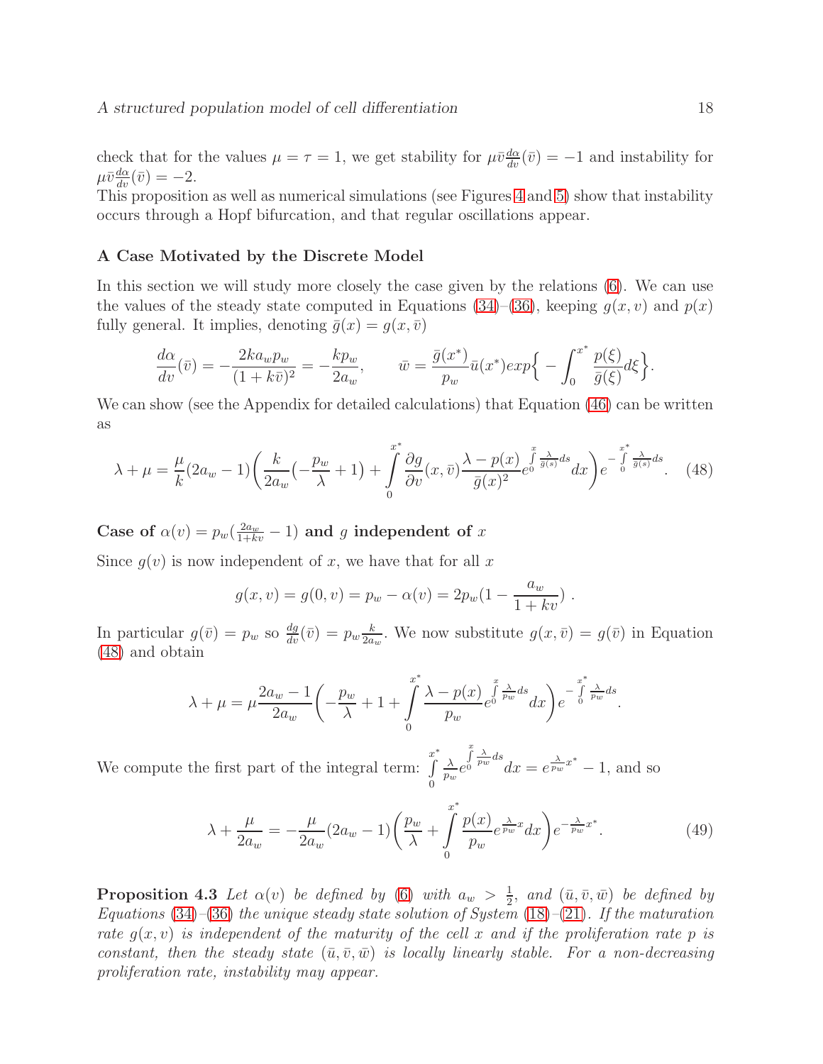check that for the values $\mu = \tau = 1$, we get stability for $\mu\bar{v}\frac{d\alpha}{dv}(\bar{v}) = -1$ and instability for $\mu\bar{v}\frac{d\alpha}{dv}(\bar{v}) = -2$.
This proposition as well as numerical simulations (see Figures 4 and 5) show that instability occurs through a Hopf bifurcation, and that regular oscillations appear.

### A Case Motivated by the Discrete Model

In this section we will study more closely the case given by the relations (6). We can use the values of the steady state computed in Equations (34)–(36), keeping $g(x,v)$ and $p(x)$ fully general. It implies, denoting $\bar{g}(x) = g(x,\bar{v})$

$$\frac{d\alpha}{dv}(\bar{v}) = -\frac{2ka_w p_w}{(1+k\bar{v})^2} = -\frac{kp_w}{2a_w}, \qquad \bar{w} = \frac{\bar{g}(x^*)}{p_w}\bar{u}(x^*)exp\Big\{-\int_0^{x^*}\frac{p(\xi)}{\bar{g}(\xi)}d\xi\Big\}.$$

We can show (see the Appendix for detailed calculations) that Equation (46) can be written as

$$\lambda + \mu = \frac{\mu}{k}(2a_w - 1)\bigg(\frac{k}{2a_w}\big(-\frac{p_w}{\lambda}+1\big) + \int\limits_0^{x^*}\frac{\partial g}{\partial v}(x,\bar{v})\frac{\lambda - p(x)}{\bar{g}(x)^2}e^{\int\limits_0^x\frac{\lambda}{\bar{g}(s)}ds}dx\bigg)e^{-\int\limits_0^{x^*}\frac{\lambda}{\bar{g}(s)}ds}. \quad (48)$$

**Case of $\alpha(v) = p_w(\frac{2a_w}{1+kv} - 1)$ and $g$ independent of $x$**

Since $g(v)$ is now independent of $x$, we have that for all $x$

$$g(x,v) = g(0,v) = p_w - \alpha(v) = 2p_w(1 - \frac{a_w}{1+kv})\ .$$

In particular $g(\bar{v}) = p_w$ so $\frac{dg}{dv}(\bar{v}) = p_w\frac{k}{2a_w}$. We now substitute $g(x,\bar{v}) = g(\bar{v})$ in Equation (48) and obtain

$$\lambda + \mu = \mu\frac{2a_w - 1}{2a_w}\bigg(-\frac{p_w}{\lambda} + 1 + \int\limits_0^{x^*}\frac{\lambda - p(x)}{p_w}e^{\int\limits_0^x\frac{\lambda}{p_w}ds}dx\bigg)e^{-\int\limits_0^{x^*}\frac{\lambda}{p_w}ds}.$$

We compute the first part of the integral term: $\int\limits_0^{x^*}\frac{\lambda}{p_w}e^{\int\limits_0^x\frac{\lambda}{p_w}ds}dx = e^{\frac{\lambda}{p_w}x^*} - 1$, and so

$$\lambda + \frac{\mu}{2a_w} = -\frac{\mu}{2a_w}(2a_w - 1)\bigg(\frac{p_w}{\lambda} + \int\limits_0^{x^*}\frac{p(x)}{p_w}e^{\frac{\lambda}{p_w}x}dx\bigg)e^{-\frac{\lambda}{p_w}x^*}. \quad (49)$$

**Proposition 4.3** *Let $\alpha(v)$ be defined by (6) with $a_w > \frac{1}{2}$, and $(\bar{u},\bar{v},\bar{w})$ be defined by Equations (34)–(36) the unique steady state solution of System (18)–(21). If the maturation rate $g(x,v)$ is independent of the maturity of the cell $x$ and if the proliferation rate $p$ is constant, then the steady state $(\bar{u},\bar{v},\bar{w})$ is locally linearly stable. For a non-decreasing proliferation rate, instability may appear.*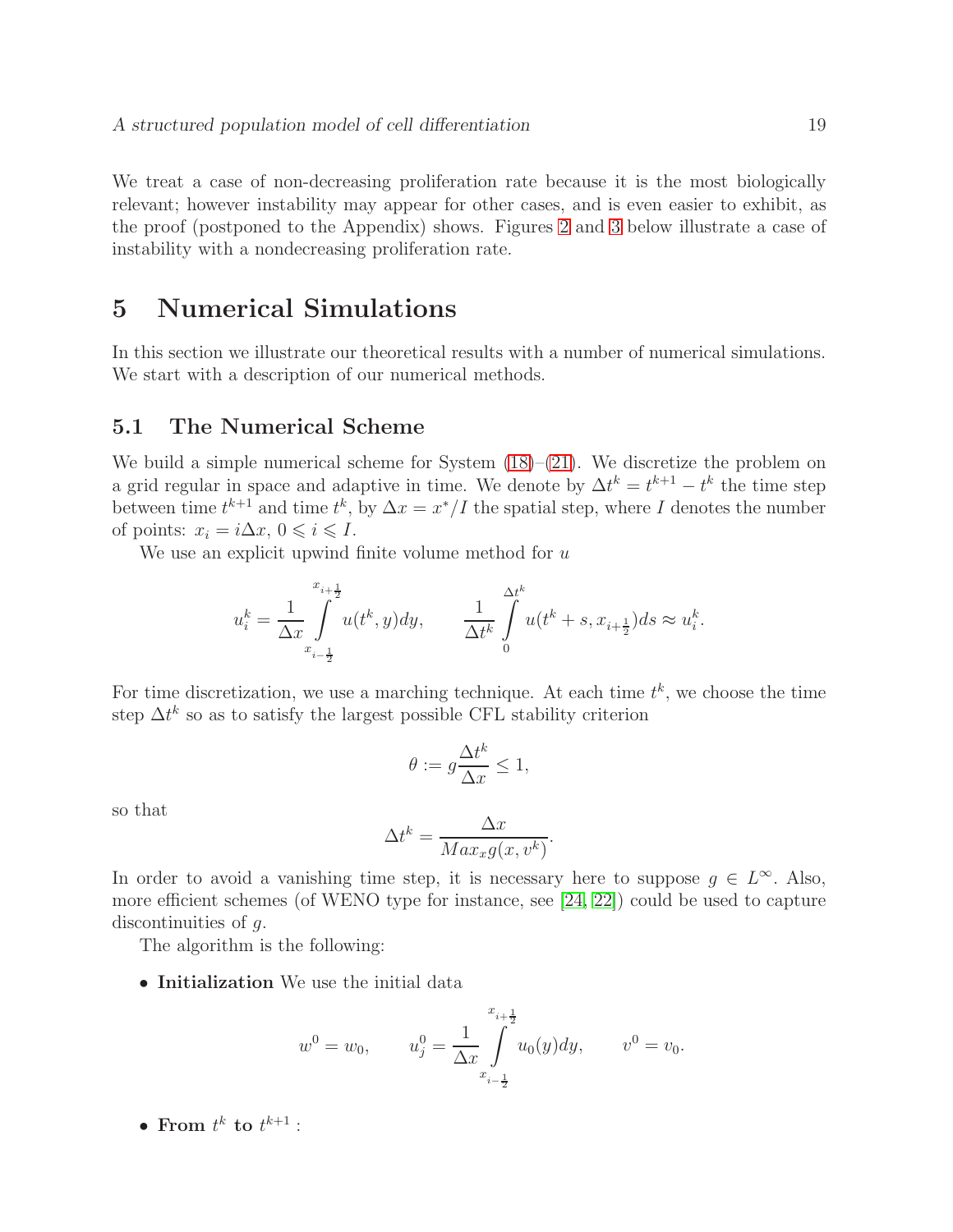We treat a case of non-decreasing proliferation rate because it is the most biologically relevant; however instability may appear for other cases, and is even easier to exhibit, as the proof (postponed to the Appendix) shows. Figures 2 and 3 below illustrate a case of instability with a nondecreasing proliferation rate.

# 5 Numerical Simulations

In this section we illustrate our theoretical results with a number of numerical simulations. We start with a description of our numerical methods.

## 5.1 The Numerical Scheme

We build a simple numerical scheme for System (18)–(21). We discretize the problem on a grid regular in space and adaptive in time. We denote by $\Delta t^k = t^{k+1} - t^k$ the time step between time $t^{k+1}$ and time $t^k$, by $\Delta x = x^*/I$ the spatial step, where $I$ denotes the number of points: $x_i = i\Delta x$, $0 \leqslant i \leqslant I$.

We use an explicit upwind finite volume method for $u$

$$u_i^k = \frac{1}{\Delta x} \int_{x_{i-\frac{1}{2}}}^{x_{i+\frac{1}{2}}} u(t^k, y)dy, \qquad \frac{1}{\Delta t^k} \int_0^{\Delta t^k} u(t^k + s, x_{i+\frac{1}{2}})ds \approx u_i^k.$$

For time discretization, we use a marching technique. At each time $t^k$, we choose the time step $\Delta t^k$ so as to satisfy the largest possible CFL stability criterion

$$\theta := g\frac{\Delta t^k}{\Delta x} \leq 1,$$

so that

$$\Delta t^k = \frac{\Delta x}{Max_x g(x, v^k)}.$$

In order to avoid a vanishing time step, it is necessary here to suppose $g \in L^\infty$. Also, more efficient schemes (of WENO type for instance, see [24, 22]) could be used to capture discontinuities of $g$.

The algorithm is the following:

- **Initialization** We use the initial data

$$w^0 = w_0, \qquad u_j^0 = \frac{1}{\Delta x} \int_{x_{i-\frac{1}{2}}}^{x_{i+\frac{1}{2}}} u_0(y)dy, \qquad v^0 = v_0.$$

- **From $t^k$ to $t^{k+1}$ :**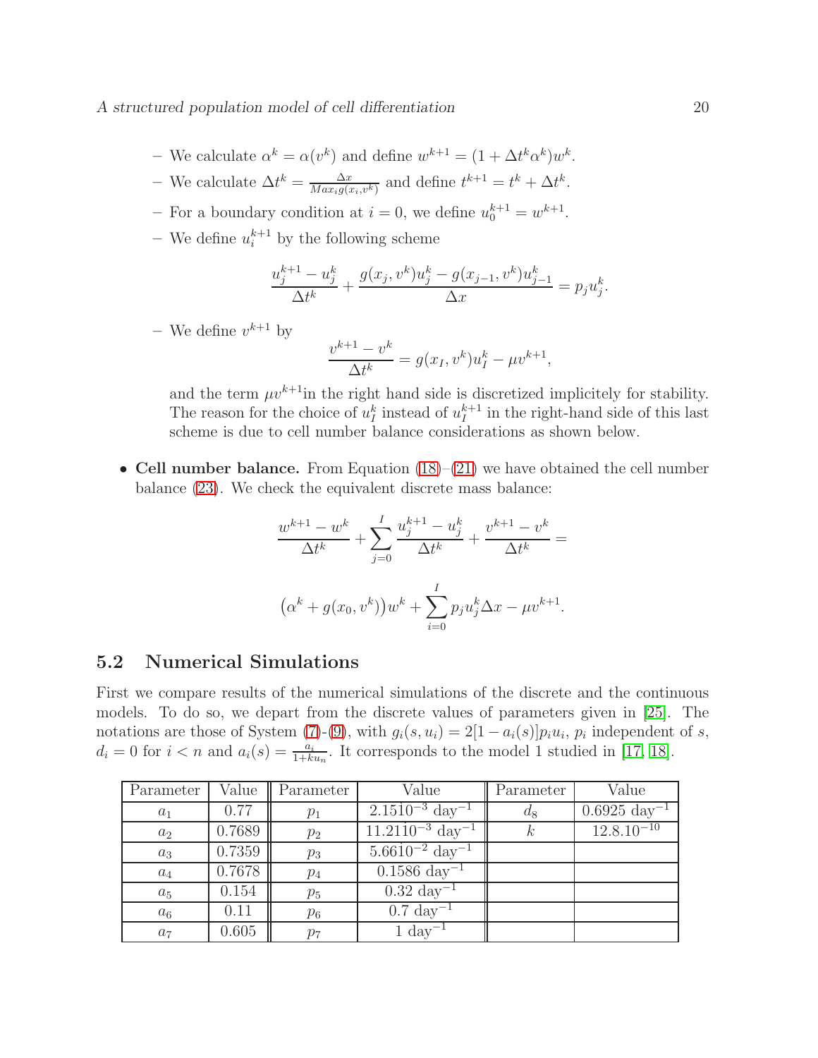– We calculate $\alpha^k = \alpha(v^k)$ and define $w^{k+1} = (1 + \Delta t^k \alpha^k) w^k$.

– We calculate $\Delta t^k = \frac{\Delta x}{Max_i g(x_i, v^k)}$ and define $t^{k+1} = t^k + \Delta t^k$.

– For a boundary condition at $i = 0$, we define $u_0^{k+1} = w^{k+1}$.

– We define $u_i^{k+1}$ by the following scheme

$$\frac{u_j^{k+1} - u_j^k}{\Delta t^k} + \frac{g(x_j, v^k) u_j^k - g(x_{j-1}, v^k) u_{j-1}^k}{\Delta x} = p_j u_j^k.$$

– We define $v^{k+1}$ by

$$\frac{v^{k+1} - v^k}{\Delta t^k} = g(x_I, v^k) u_I^k - \mu v^{k+1},$$

and the term $\mu v^{k+1}$in the right hand side is discretized implicitely for stability. The reason for the choice of $u_I^k$ instead of $u_I^{k+1}$ in the right-hand side of this last scheme is due to cell number balance considerations as shown below.

- **Cell number balance.** From Equation (18)–(21) we have obtained the cell number balance (23). We check the equivalent discrete mass balance:

$$\frac{w^{k+1} - w^k}{\Delta t^k} + \sum_{j=0}^{I} \frac{u_j^{k+1} - u_j^k}{\Delta t^k} + \frac{v^{k+1} - v^k}{\Delta t^k} =$$

$$\left(\alpha^k + g(x_0, v^k)\right) w^k + \sum_{i=0}^{I} p_j u_j^k \Delta x - \mu v^{k+1}.$$

## 5.2 Numerical Simulations

First we compare results of the numerical simulations of the discrete and the continuous models. To do so, we depart from the discrete values of parameters given in [25]. The notations are those of System (7)-(9), with $g_i(s, u_i) = 2[1 - a_i(s)] p_i u_i$, $p_i$ independent of $s$, $d_i = 0$ for $i < n$ and $a_i(s) = \frac{a_i}{1 + k u_n}$. It corresponds to the model 1 studied in [17, 18].

| Parameter | Value | Parameter | Value | Parameter | Value |
|---|---|---|---|---|---|
| $a_1$ | 0.77 | $p_1$ | $2.15 10^{-3}$ day$^{-1}$ | $d_8$ | $0.6925$ day$^{-1}$ |
| $a_2$ | 0.7689 | $p_2$ | $11.21 10^{-3}$ day$^{-1}$ | $k$ | $12.8.10^{-10}$ |
| $a_3$ | 0.7359 | $p_3$ | $5.66 10^{-2}$ day$^{-1}$ | | |
| $a_4$ | 0.7678 | $p_4$ | $0.1586$ day$^{-1}$ | | |
| $a_5$ | 0.154 | $p_5$ | $0.32$ day$^{-1}$ | | |
| $a_6$ | 0.11 | $p_6$ | $0.7$ day$^{-1}$ | | |
| $a_7$ | 0.605 | $p_7$ | $1$ day$^{-1}$ | | |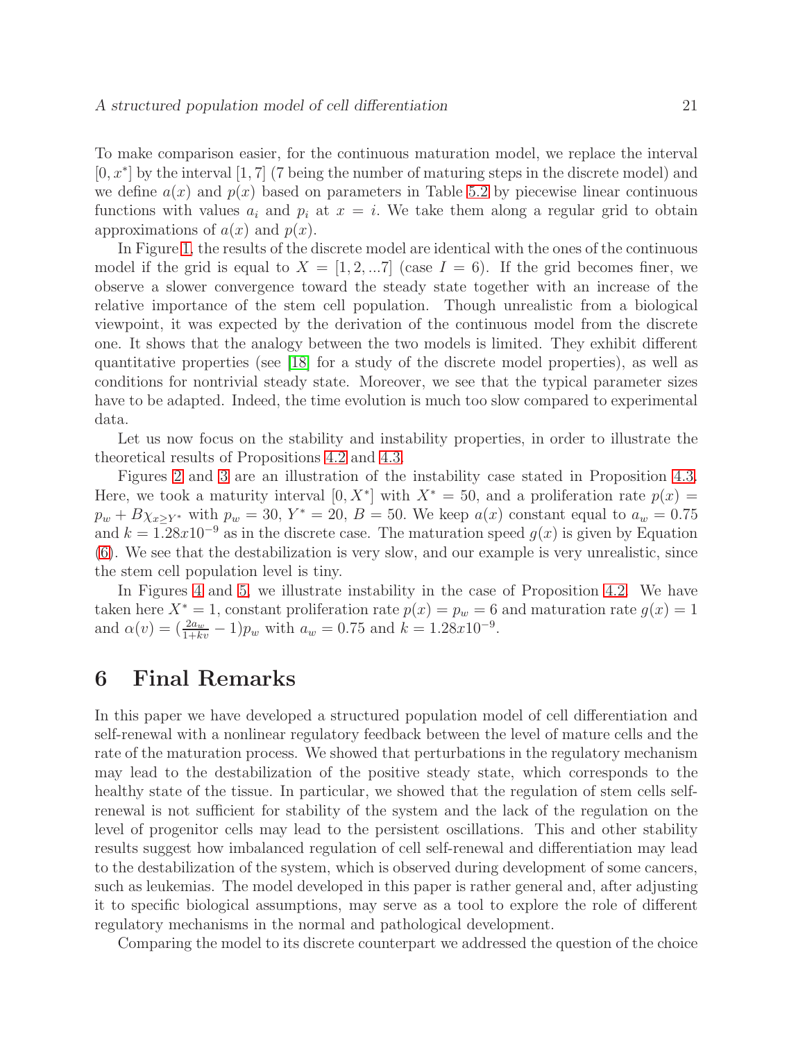To make comparison easier, for the continuous maturation model, we replace the interval $[0, x^*]$ by the interval $[1, 7]$ (7 being the number of maturing steps in the discrete model) and we define $a(x)$ and $p(x)$ based on parameters in Table 5.2 by piecewise linear continuous functions with values $a_i$ and $p_i$ at $x = i$. We take them along a regular grid to obtain approximations of $a(x)$ and $p(x)$.

In Figure 1, the results of the discrete model are identical with the ones of the continuous model if the grid is equal to $X = [1, 2, ...7]$ (case $I = 6$). If the grid becomes finer, we observe a slower convergence toward the steady state together with an increase of the relative importance of the stem cell population. Though unrealistic from a biological viewpoint, it was expected by the derivation of the continuous model from the discrete one. It shows that the analogy between the two models is limited. They exhibit different quantitative properties (see [18] for a study of the discrete model properties), as well as conditions for nontrivial steady state. Moreover, we see that the typical parameter sizes have to be adapted. Indeed, the time evolution is much too slow compared to experimental data.

Let us now focus on the stability and instability properties, in order to illustrate the theoretical results of Propositions 4.2 and 4.3.

Figures 2 and 3 are an illustration of the instability case stated in Proposition 4.3. Here, we took a maturity interval $[0, X^*]$ with $X^* = 50$, and a proliferation rate $p(x) = p_w + B\chi_{x \geq Y^*}$ with $p_w = 30$, $Y^* = 20$, $B = 50$. We keep $a(x)$ constant equal to $a_w = 0.75$ and $k = 1.28x10^{-9}$ as in the discrete case. The maturation speed $g(x)$ is given by Equation (6). We see that the destabilization is very slow, and our example is very unrealistic, since the stem cell population level is tiny.

In Figures 4 and 5, we illustrate instability in the case of Proposition 4.2. We have taken here $X^* = 1$, constant proliferation rate $p(x) = p_w = 6$ and maturation rate $g(x) = 1$ and $\alpha(v) = (\frac{2a_w}{1+kv} - 1)p_w$ with $a_w = 0.75$ and $k = 1.28x10^{-9}$.

# 6 Final Remarks

In this paper we have developed a structured population model of cell differentiation and self-renewal with a nonlinear regulatory feedback between the level of mature cells and the rate of the maturation process. We showed that perturbations in the regulatory mechanism may lead to the destabilization of the positive steady state, which corresponds to the healthy state of the tissue. In particular, we showed that the regulation of stem cells self-renewal is not sufficient for stability of the system and the lack of the regulation on the level of progenitor cells may lead to the persistent oscillations. This and other stability results suggest how imbalanced regulation of cell self-renewal and differentiation may lead to the destabilization of the system, which is observed during development of some cancers, such as leukemias. The model developed in this paper is rather general and, after adjusting it to specific biological assumptions, may serve as a tool to explore the role of different regulatory mechanisms in the normal and pathological development.

Comparing the model to its discrete counterpart we addressed the question of the choice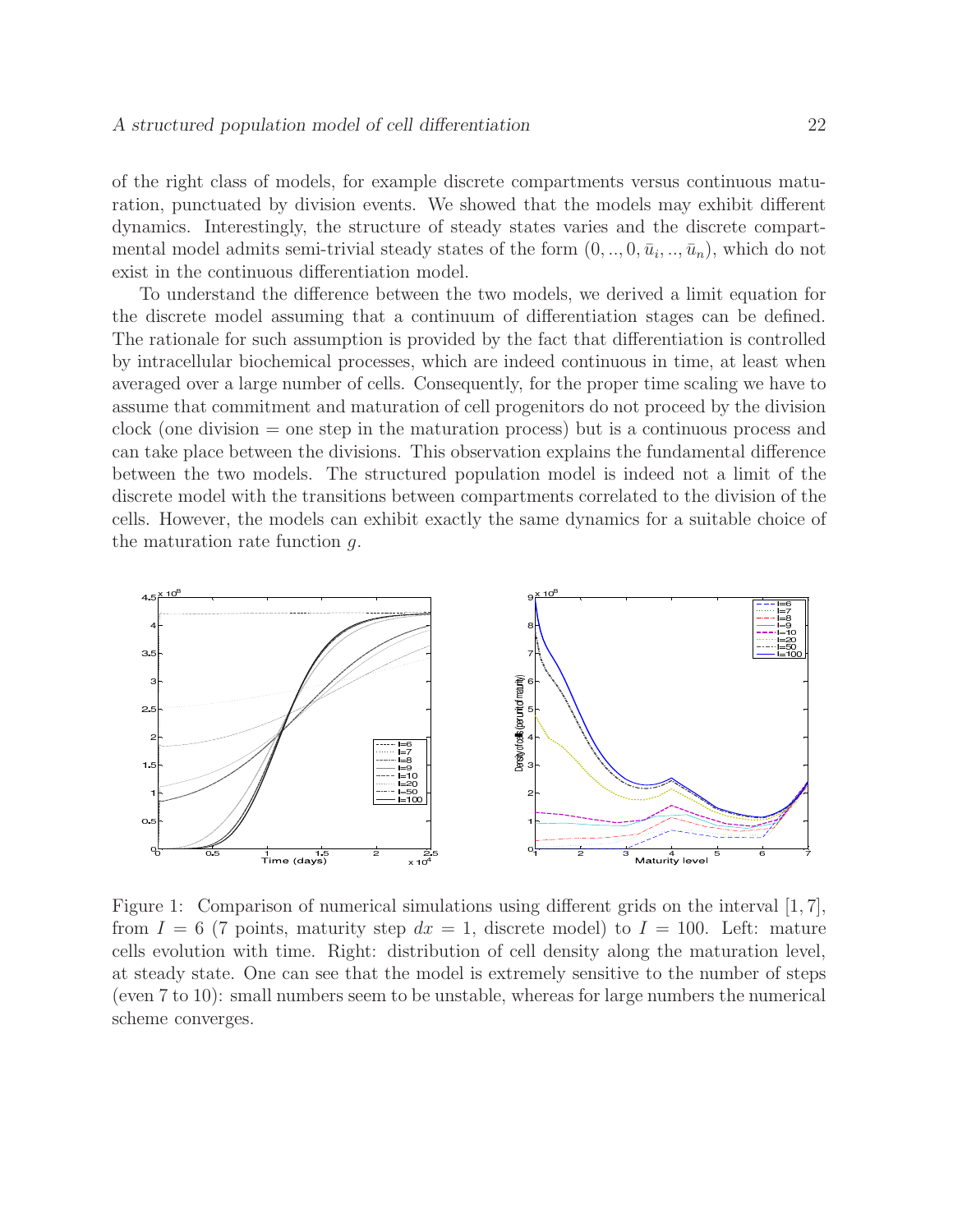of the right class of models, for example discrete compartments versus continuous maturation, punctuated by division events. We showed that the models may exhibit different dynamics. Interestingly, the structure of steady states varies and the discrete compartmental model admits semi-trivial steady states of the form $(0, .., 0, \bar{u}_i, .., \bar{u}_n)$, which do not exist in the continuous differentiation model.

To understand the difference between the two models, we derived a limit equation for the discrete model assuming that a continuum of differentiation stages can be defined. The rationale for such assumption is provided by the fact that differentiation is controlled by intracellular biochemical processes, which are indeed continuous in time, at least when averaged over a large number of cells. Consequently, for the proper time scaling we have to assume that commitment and maturation of cell progenitors do not proceed by the division clock (one division = one step in the maturation process) but is a continuous process and can take place between the divisions. This observation explains the fundamental difference between the two models. The structured population model is indeed not a limit of the discrete model with the transitions between compartments correlated to the division of the cells. However, the models can exhibit exactly the same dynamics for a suitable choice of the maturation rate function $g$.

Figure 1: Comparison of numerical simulations using different grids on the interval $[1, 7]$, from $I = 6$ (7 points, maturity step $dx = 1$, discrete model) to $I = 100$. Left: mature cells evolution with time. Right: distribution of cell density along the maturation level, at steady state. One can see that the model is extremely sensitive to the number of steps (even 7 to 10): small numbers seem to be unstable, whereas for large numbers the numerical scheme converges.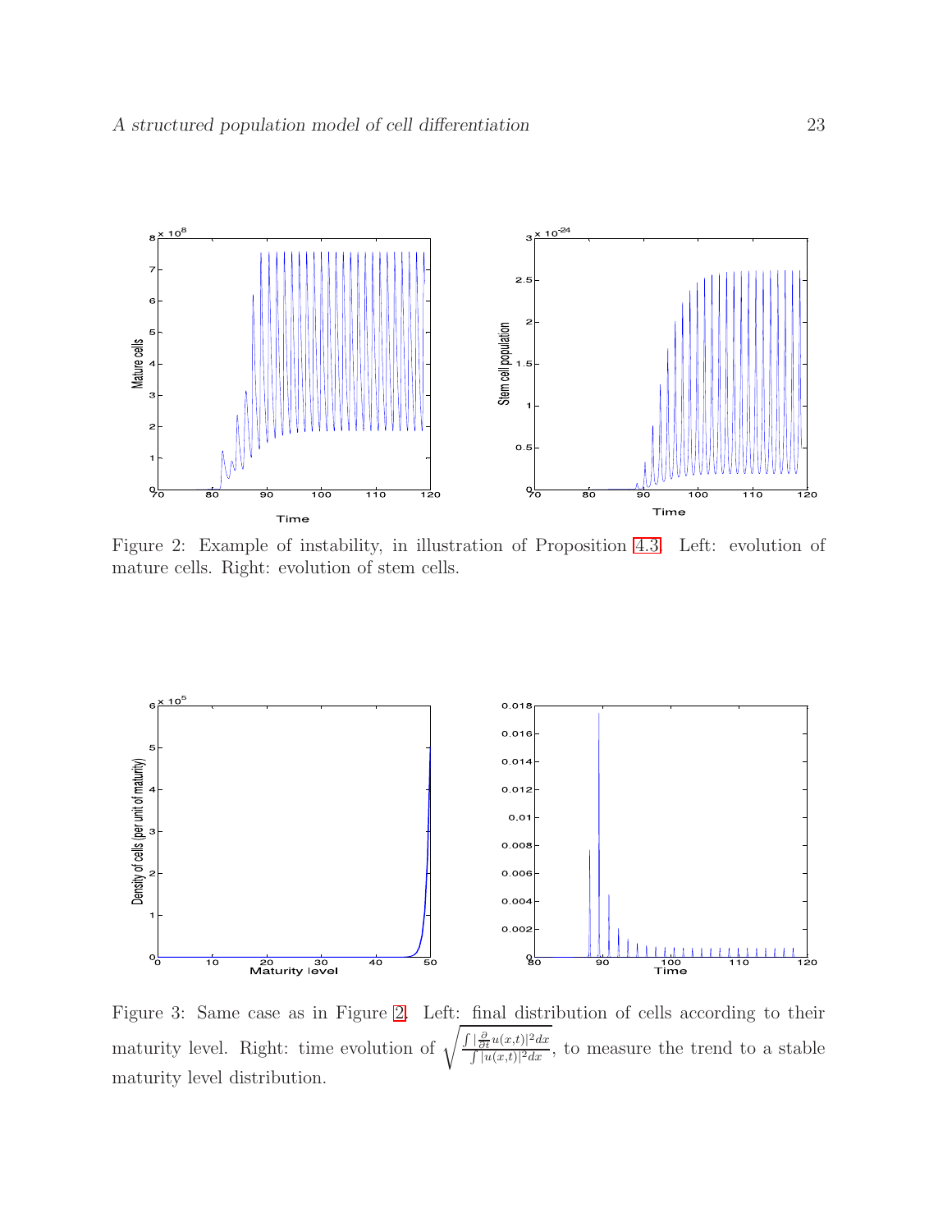Figure 2: Example of instability, in illustration of Proposition 4.3. Left: evolution of mature cells. Right: evolution of stem cells.

Figure 3: Same case as in Figure 2. Left: final distribution of cells according to their maturity level. Right: time evolution of $\sqrt{\frac{\int |\frac{\partial}{\partial t} u(x,t)|^2 dx}{\int |u(x,t)|^2 dx}}$, to measure the trend to a stable maturity level distribution.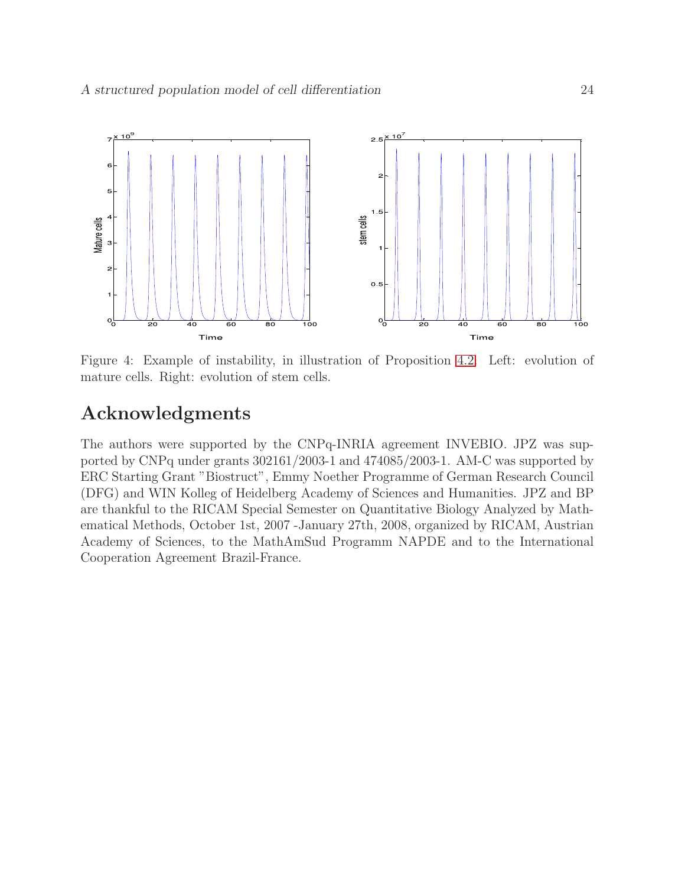Figure 4: Example of instability, in illustration of Proposition 4.2. Left: evolution of mature cells. Right: evolution of stem cells.

# Acknowledgments

The authors were supported by the CNPq-INRIA agreement INVEBIO. JPZ was supported by CNPq under grants 302161/2003-1 and 474085/2003-1. AM-C was supported by ERC Starting Grant "Biostruct", Emmy Noether Programme of German Research Council (DFG) and WIN Kolleg of Heidelberg Academy of Sciences and Humanities. JPZ and BP are thankful to the RICAM Special Semester on Quantitative Biology Analyzed by Mathematical Methods, October 1st, 2007 -January 27th, 2008, organized by RICAM, Austrian Academy of Sciences, to the MathAmSud Programm NAPDE and to the International Cooperation Agreement Brazil-France.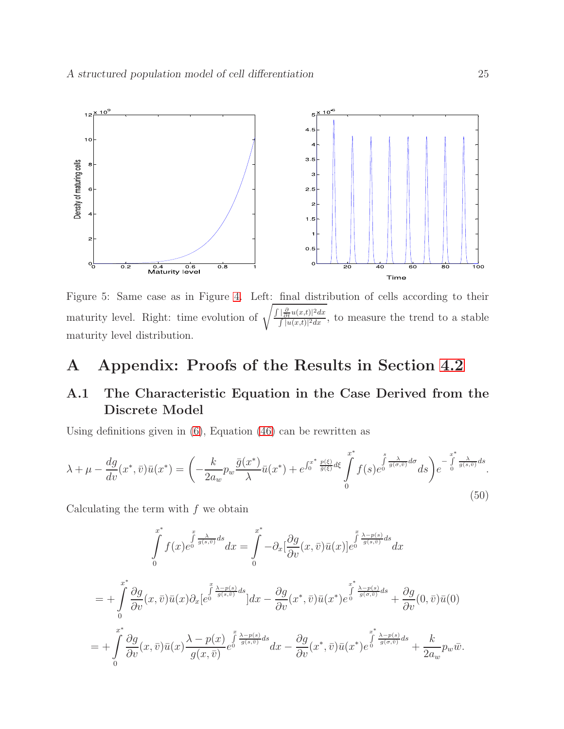Figure 5: Same case as in Figure 4. Left: final distribution of cells according to their maturity level. Right: time evolution of $\sqrt{\frac{\int |\frac{\partial}{\partial t}u(x,t)|^2 dx}{\int |u(x,t)|^2 dx}}$, to measure the trend to a stable maturity level distribution.

# A Appendix: Proofs of the Results in Section 4.2

## A.1 The Characteristic Equation in the Case Derived from the Discrete Model

Using definitions given in (6), Equation (46) can be rewritten as

$$\lambda + \mu - \frac{dg}{dv}(x^*, \bar{v})\bar{u}(x^*) = \left( -\frac{k}{2a_w} p_w \frac{\bar{g}(x^*)}{\lambda} \bar{u}(x^*) + e^{\int_0^{x^*} \frac{p(\xi)}{\bar{g}(\xi)} d\xi} \int_0^{x^*} f(s) e^{\int_0^s \frac{\lambda}{g(\sigma,\bar{v})} d\sigma} ds \right) e^{-\int_0^{x^*} \frac{\lambda}{g(s,\bar{v})} ds}. \tag{50}$$

Calculating the term with $f$ we obtain

$$\int_0^{x^*} f(x) e^{\int_0^x \frac{\lambda}{g(s,\bar{v})} ds} dx = \int_0^{x^*} -\partial_x \left[\frac{\partial g}{\partial v}(x, \bar{v})\bar{u}(x)\right] e^{\int_0^x \frac{\lambda - p(s)}{g(s,\bar{v})} ds} dx$$

$$= + \int_0^{x^*} \frac{\partial g}{\partial v}(x, \bar{v})\bar{u}(x) \partial_x \left[e^{\int_0^x \frac{\lambda - p(s)}{g(s,\bar{v})} ds}\right] dx - \frac{\partial g}{\partial v}(x^*, \bar{v})\bar{u}(x^*) e^{\int_0^{x^*} \frac{\lambda - p(s)}{g(\sigma,\bar{v})} ds} + \frac{\partial g}{\partial v}(0, \bar{v})\bar{u}(0)$$

$$= + \int_0^{x^*} \frac{\partial g}{\partial v}(x, \bar{v})\bar{u}(x) \frac{\lambda - p(x)}{g(x, \bar{v})} e^{\int_0^x \frac{\lambda - p(s)}{g(s,\bar{v})} ds} dx - \frac{\partial g}{\partial v}(x^*, \bar{v})\bar{u}(x^*) e^{\int_0^{x^*} \frac{\lambda - p(s)}{g(\sigma,\bar{v})} ds} + \frac{k}{2a_w} p_w \bar{w}.$$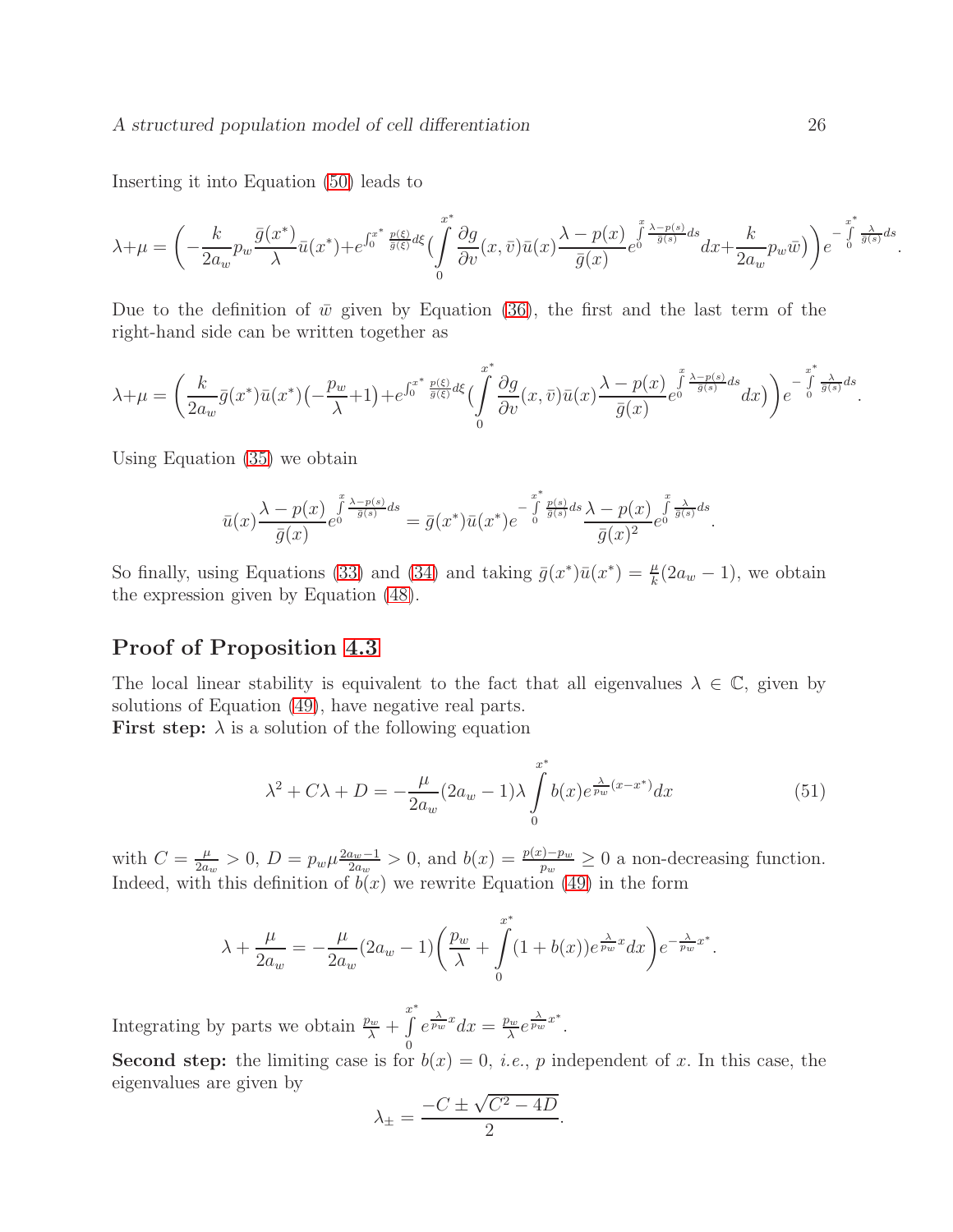Inserting it into Equation (50) leads to

$$\lambda+\mu = \left(-\frac{k}{2a_w}p_w\frac{\bar{g}(x^*)}{\lambda}\bar{u}(x^*)+e^{\int_0^{x^*}\frac{p(\xi)}{\bar{g}(\xi)}d\xi}\Big(\int_0^{x^*}\frac{\partial g}{\partial v}(x,\bar{v})\bar{u}(x)\frac{\lambda-p(x)}{\bar{g}(x)}e^{\int_0^{x}\frac{\lambda-p(s)}{\bar{g}(s)}ds}dx+\frac{k}{2a_w}p_w\bar{w}\Big)\right)e^{-\int_0^{x^*}\frac{\lambda}{\bar{g}(s)}ds}.$$

Due to the definition of $\bar{w}$ given by Equation (36), the first and the last term of the right-hand side can be written together as

$$\lambda+\mu = \left(\frac{k}{2a_w}\bar{g}(x^*)\bar{u}(x^*)\big(-\frac{p_w}{\lambda}+1\big)+e^{\int_0^{x^*}\frac{p(\xi)}{\bar{g}(\xi)}d\xi}\big(\int_0^{x^*}\frac{\partial g}{\partial v}(x,\bar{v})\bar{u}(x)\frac{\lambda-p(x)}{\bar{g}(x)}e^{\int_0^{x}\frac{\lambda-p(s)}{\bar{g}(s)}ds}dx\big)\right)e^{-\int_0^{x^*}\frac{\lambda}{\bar{g}(s)}ds}.$$

Using Equation (35) we obtain

$$\bar{u}(x)\frac{\lambda-p(x)}{\bar{g}(x)}e^{\int_0^{x}\frac{\lambda-p(s)}{\bar{g}(s)}ds} = \bar{g}(x^*)\bar{u}(x^*)e^{-\int_0^{x^*}\frac{p(s)}{\bar{g}(s)}ds}\frac{\lambda-p(x)}{\bar{g}(x)^2}e^{\int_0^{x}\frac{\lambda}{\bar{g}(s)}ds}.$$

So finally, using Equations (33) and (34) and taking $\bar{g}(x^*)\bar{u}(x^*) = \frac{\mu}{k}(2a_w-1)$, we obtain the expression given by Equation (48).

## Proof of Proposition 4.3

The local linear stability is equivalent to the fact that all eigenvalues $\lambda \in \mathbb{C}$, given by solutions of Equation (49), have negative real parts.

**First step:** $\lambda$ is a solution of the following equation

$$\lambda^2 + C\lambda + D = -\frac{\mu}{2a_w}(2a_w-1)\lambda\int_0^{x^*} b(x)e^{\frac{\lambda}{p_w}(x-x^*)}dx \tag{51}$$

with $C = \frac{\mu}{2a_w} > 0$, $D = p_w\mu\frac{2a_w-1}{2a_w} > 0$, and $b(x) = \frac{p(x)-p_w}{p_w} \geq 0$ a non-decreasing function. Indeed, with this definition of $b(x)$ we rewrite Equation (49) in the form

$$\lambda + \frac{\mu}{2a_w} = -\frac{\mu}{2a_w}(2a_w-1)\left(\frac{p_w}{\lambda}+\int_0^{x^*}(1+b(x))e^{\frac{\lambda}{p_w}x}dx\right)e^{-\frac{\lambda}{p_w}x^*}.$$

Integrating by parts we obtain $\frac{p_w}{\lambda}+\int_0^{x^*}e^{\frac{\lambda}{p_w}x}dx = \frac{p_w}{\lambda}e^{\frac{\lambda}{p_w}x^*}$.

**Second step:** the limiting case is for $b(x)=0$, *i.e.*, $p$ independent of $x$. In this case, the eigenvalues are given by

$$\lambda_\pm = \frac{-C \pm \sqrt{C^2-4D}}{2}.$$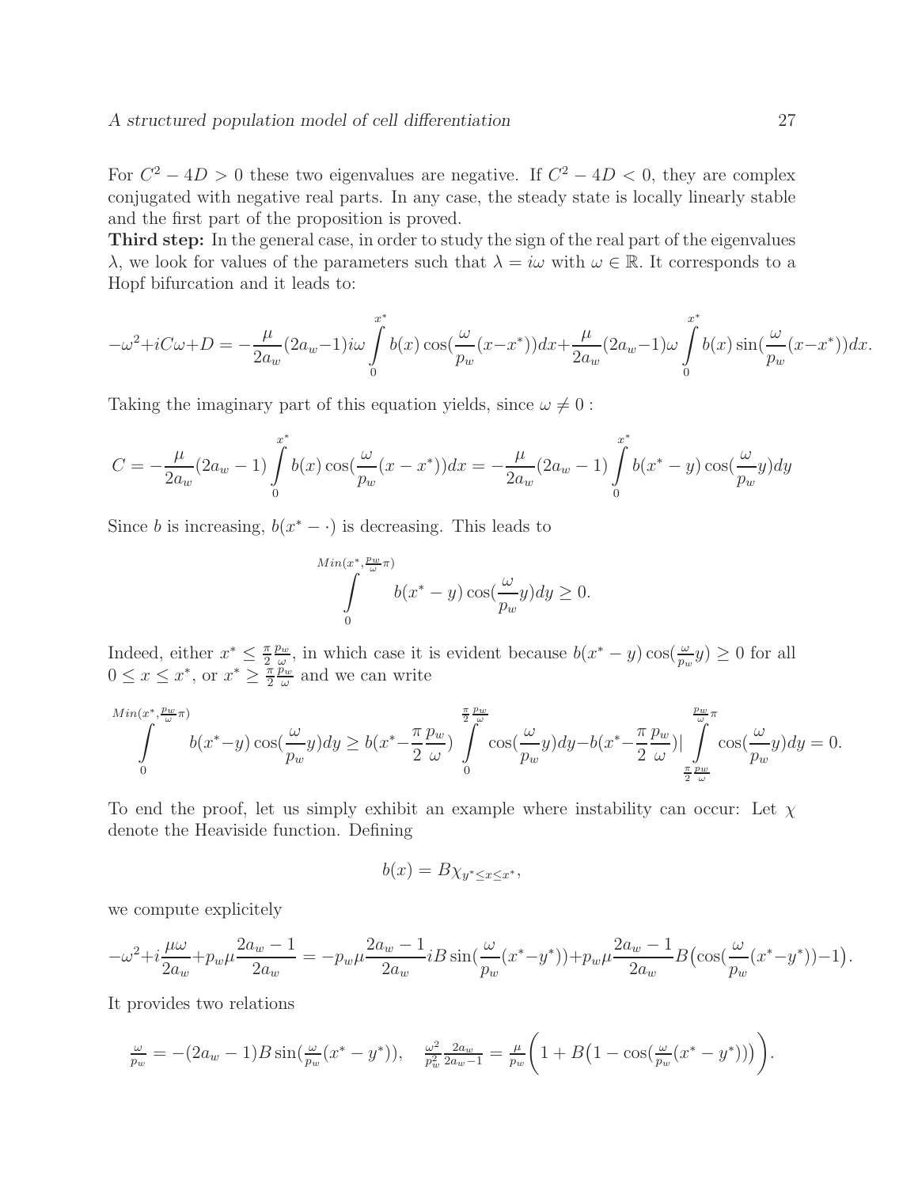For $C^2 - 4D > 0$ these two eigenvalues are negative. If $C^2 - 4D < 0$, they are complex conjugated with negative real parts. In any case, the steady state is locally linearly stable and the first part of the proposition is proved.

**Third step:** In the general case, in order to study the sign of the real part of the eigenvalues $\lambda$, we look for values of the parameters such that $\lambda = i\omega$ with $\omega \in \mathbb{R}$. It corresponds to a Hopf bifurcation and it leads to:

$$-\omega^2 + iC\omega + D = -\frac{\mu}{2a_w}(2a_w - 1)i\omega \int_0^{x^*} b(x)\cos(\frac{\omega}{p_w}(x - x^*))dx + \frac{\mu}{2a_w}(2a_w - 1)\omega \int_0^{x^*} b(x)\sin(\frac{\omega}{p_w}(x - x^*))dx.$$

Taking the imaginary part of this equation yields, since $\omega \neq 0$ :

$$C = -\frac{\mu}{2a_w}(2a_w - 1)\int_0^{x^*} b(x)\cos(\frac{\omega}{p_w}(x - x^*))dx = -\frac{\mu}{2a_w}(2a_w - 1)\int_0^{x^*} b(x^* - y)\cos(\frac{\omega}{p_w}y)dy$$

Since $b$ is increasing, $b(x^* - \cdot)$ is decreasing. This leads to

$$\int_0^{Min(x^*, \frac{p_w}{\omega}\pi)} b(x^* - y)\cos(\frac{\omega}{p_w}y)dy \geq 0.$$

Indeed, either $x^* \leq \frac{\pi}{2}\frac{p_w}{\omega}$, in which case it is evident because $b(x^* - y)\cos(\frac{\omega}{p_w}y) \geq 0$ for all $0 \leq x \leq x^*$, or $x^* \geq \frac{\pi}{2}\frac{p_w}{\omega}$ and we can write

$$\int_0^{Min(x^*, \frac{p_w}{\omega}\pi)} b(x^* - y)\cos(\frac{\omega}{p_w}y)dy \geq b(x^* - \frac{\pi}{2}\frac{p_w}{\omega})\int_0^{\frac{\pi}{2}\frac{p_w}{\omega}} \cos(\frac{\omega}{p_w}y)dy - b(x^* - \frac{\pi}{2}\frac{p_w}{\omega})|\int_{\frac{\pi}{2}\frac{p_w}{\omega}}^{\frac{p_w}{\omega}\pi} \cos(\frac{\omega}{p_w}y)dy = 0.$$

To end the proof, let us simply exhibit an example where instability can occur: Let $\chi$ denote the Heaviside function. Defining

$$b(x) = B\chi_{y^* \leq x \leq x^*},$$

we compute explicitely

$$-\omega^2 + i\frac{\mu\omega}{2a_w} + p_w\mu\frac{2a_w - 1}{2a_w} = -p_w\mu\frac{2a_w - 1}{2a_w}iB\sin(\frac{\omega}{p_w}(x^* - y^*)) + p_w\mu\frac{2a_w - 1}{2a_w}B\big(\cos(\frac{\omega}{p_w}(x^* - y^*)) - 1\big).$$

It provides two relations

$$\frac{\omega}{p_w} = -(2a_w - 1)B\sin(\frac{\omega}{p_w}(x^* - y^*)), \quad \frac{\omega^2}{p_w^2}\frac{2a_w}{2a_w - 1} = \frac{\mu}{p_w}\bigg(1 + B\big(1 - \cos(\frac{\omega}{p_w}(x^* - y^*))\big)\bigg).$$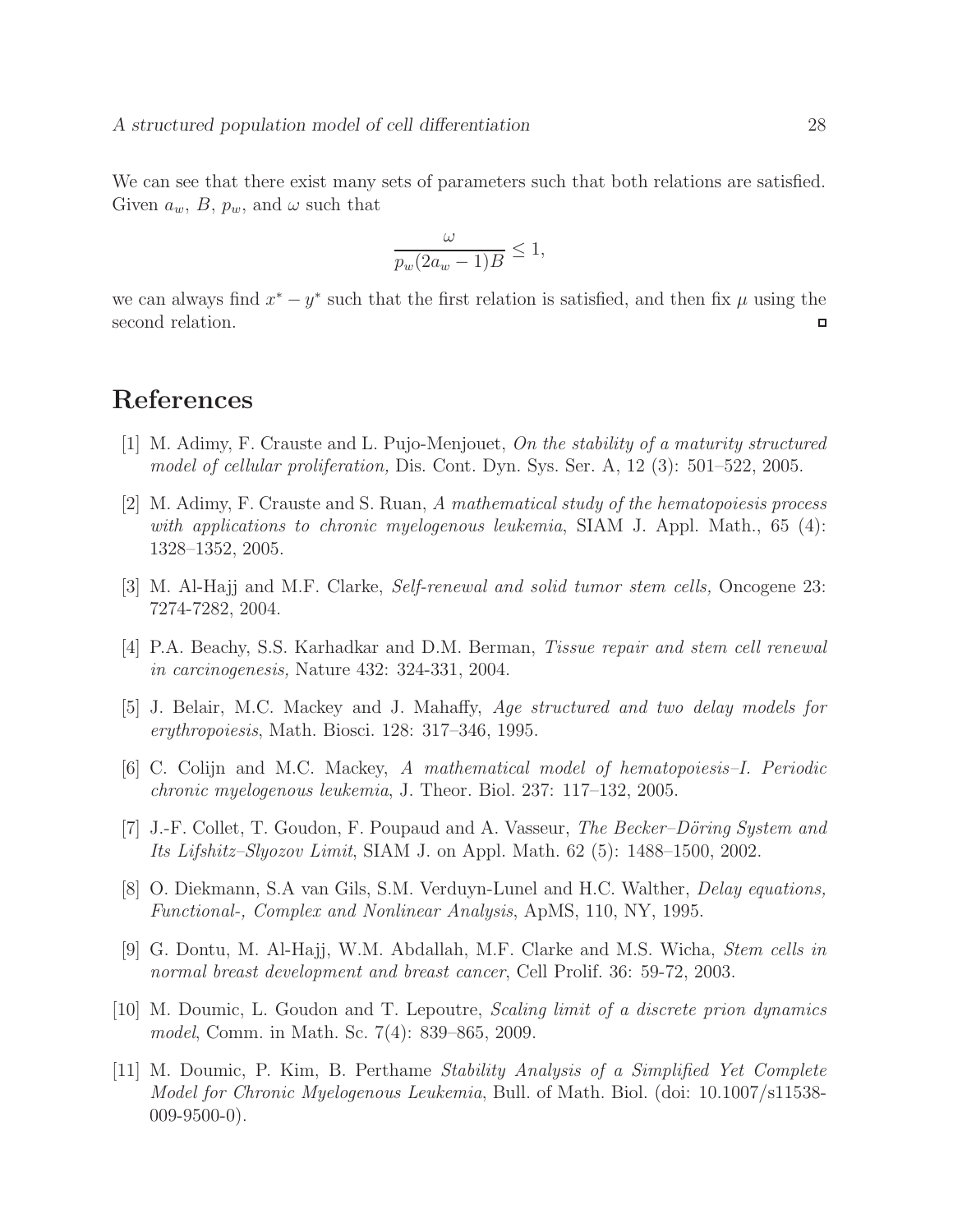We can see that there exist many sets of parameters such that both relations are satisfied. Given $a_w$, $B$, $p_w$, and $\omega$ such that

$$\frac{\omega}{p_w(2a_w - 1)B} \leq 1,$$

we can always find $x^* - y^*$ such that the first relation is satisfied, and then fix $\mu$ using the second relation. □

## References

[1] M. Adimy, F. Crauste and L. Pujo-Menjouet, *On the stability of a maturity structured model of cellular proliferation,* Dis. Cont. Dyn. Sys. Ser. A, 12 (3): 501–522, 2005.

[2] M. Adimy, F. Crauste and S. Ruan, *A mathematical study of the hematopoiesis process with applications to chronic myelogenous leukemia*, SIAM J. Appl. Math., 65 (4): 1328–1352, 2005.

[3] M. Al-Hajj and M.F. Clarke, *Self-renewal and solid tumor stem cells,* Oncogene 23: 7274-7282, 2004.

[4] P.A. Beachy, S.S. Karhadkar and D.M. Berman, *Tissue repair and stem cell renewal in carcinogenesis,* Nature 432: 324-331, 2004.

[5] J. Belair, M.C. Mackey and J. Mahaffy, *Age structured and two delay models for erythropoiesis*, Math. Biosci. 128: 317–346, 1995.

[6] C. Colijn and M.C. Mackey, *A mathematical model of hematopoiesis–I. Periodic chronic myelogenous leukemia*, J. Theor. Biol. 237: 117–132, 2005.

[7] J.-F. Collet, T. Goudon, F. Poupaud and A. Vasseur, *The Becker–Döring System and Its Lifshitz–Slyozov Limit*, SIAM J. on Appl. Math. 62 (5): 1488–1500, 2002.

[8] O. Diekmann, S.A van Gils, S.M. Verduyn-Lunel and H.C. Walther, *Delay equations, Functional-, Complex and Nonlinear Analysis*, ApMS, 110, NY, 1995.

[9] G. Dontu, M. Al-Hajj, W.M. Abdallah, M.F. Clarke and M.S. Wicha, *Stem cells in normal breast development and breast cancer*, Cell Prolif. 36: 59-72, 2003.

[10] M. Doumic, L. Goudon and T. Lepoutre, *Scaling limit of a discrete prion dynamics model*, Comm. in Math. Sc. 7(4): 839–865, 2009.

[11] M. Doumic, P. Kim, B. Perthame *Stability Analysis of a Simplified Yet Complete Model for Chronic Myelogenous Leukemia*, Bull. of Math. Biol. (doi: 10.1007/s11538-009-9500-0).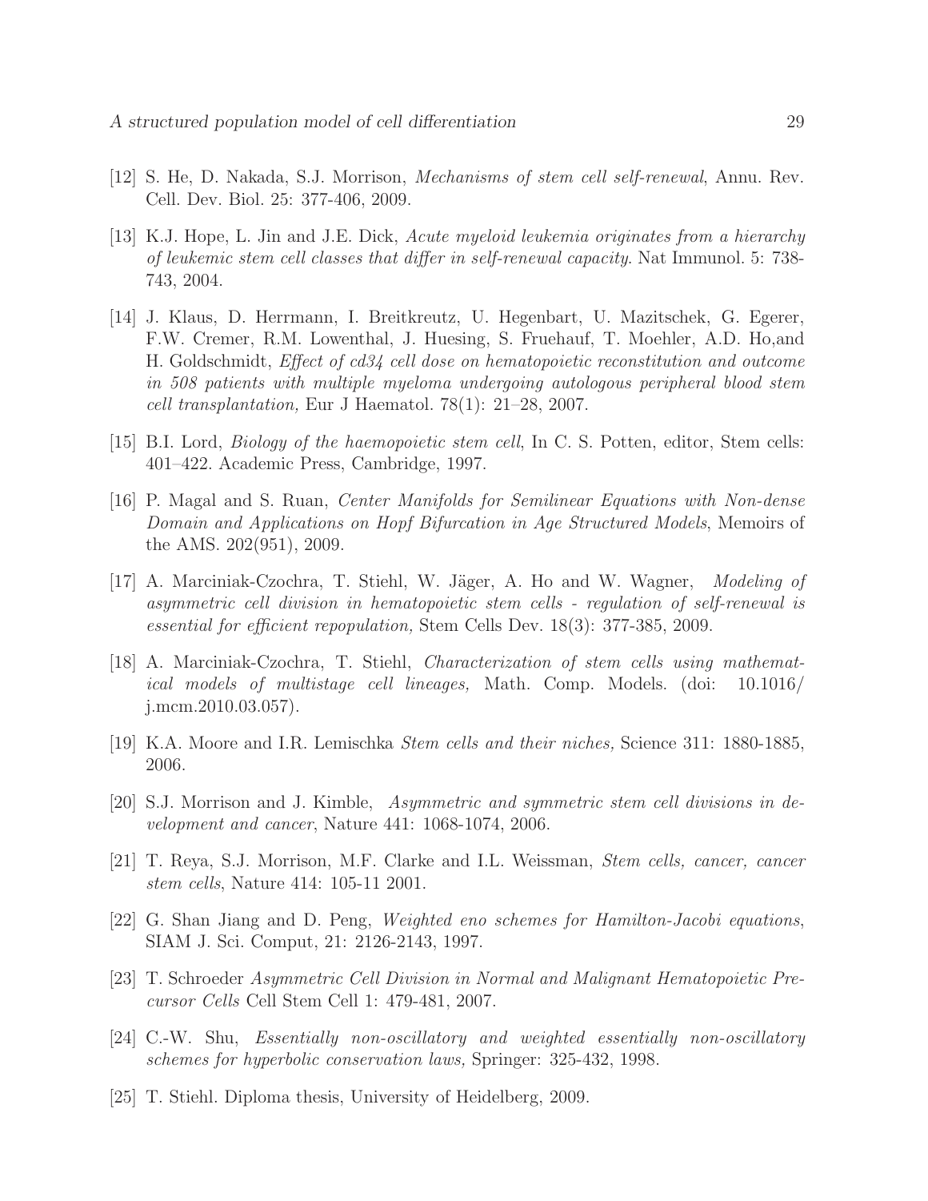[12] S. He, D. Nakada, S.J. Morrison, *Mechanisms of stem cell self-renewal*, Annu. Rev. Cell. Dev. Biol. 25: 377-406, 2009.

[13] K.J. Hope, L. Jin and J.E. Dick, *Acute myeloid leukemia originates from a hierarchy of leukemic stem cell classes that differ in self-renewal capacity*. Nat Immunol. 5: 738-743, 2004.

[14] J. Klaus, D. Herrmann, I. Breitkreutz, U. Hegenbart, U. Mazitschek, G. Egerer, F.W. Cremer, R.M. Lowenthal, J. Huesing, S. Fruehauf, T. Moehler, A.D. Ho,and H. Goldschmidt, *Effect of cd34 cell dose on hematopoietic reconstitution and outcome in 508 patients with multiple myeloma undergoing autologous peripheral blood stem cell transplantation,* Eur J Haematol. 78(1): 21–28, 2007.

[15] B.I. Lord, *Biology of the haemopoietic stem cell*, In C. S. Potten, editor, Stem cells: 401–422. Academic Press, Cambridge, 1997.

[16] P. Magal and S. Ruan, *Center Manifolds for Semilinear Equations with Non-dense Domain and Applications on Hopf Bifurcation in Age Structured Models*, Memoirs of the AMS. 202(951), 2009.

[17] A. Marciniak-Czochra, T. Stiehl, W. Jäger, A. Ho and W. Wagner, *Modeling of asymmetric cell division in hematopoietic stem cells - regulation of self-renewal is essential for efficient repopulation,* Stem Cells Dev. 18(3): 377-385, 2009.

[18] A. Marciniak-Czochra, T. Stiehl, *Characterization of stem cells using mathematical models of multistage cell lineages,* Math. Comp. Models. (doi: 10.1016/ j.mcm.2010.03.057).

[19] K.A. Moore and I.R. Lemischka *Stem cells and their niches,* Science 311: 1880-1885, 2006.

[20] S.J. Morrison and J. Kimble, *Asymmetric and symmetric stem cell divisions in development and cancer*, Nature 441: 1068-1074, 2006.

[21] T. Reya, S.J. Morrison, M.F. Clarke and I.L. Weissman, *Stem cells, cancer, cancer stem cells*, Nature 414: 105-11 2001.

[22] G. Shan Jiang and D. Peng, *Weighted eno schemes for Hamilton-Jacobi equations*, SIAM J. Sci. Comput, 21: 2126-2143, 1997.

[23] T. Schroeder *Asymmetric Cell Division in Normal and Malignant Hematopoietic Precursor Cells* Cell Stem Cell 1: 479-481, 2007.

[24] C.-W. Shu, *Essentially non-oscillatory and weighted essentially non-oscillatory schemes for hyperbolic conservation laws,* Springer: 325-432, 1998.

[25] T. Stiehl. Diploma thesis, University of Heidelberg, 2009.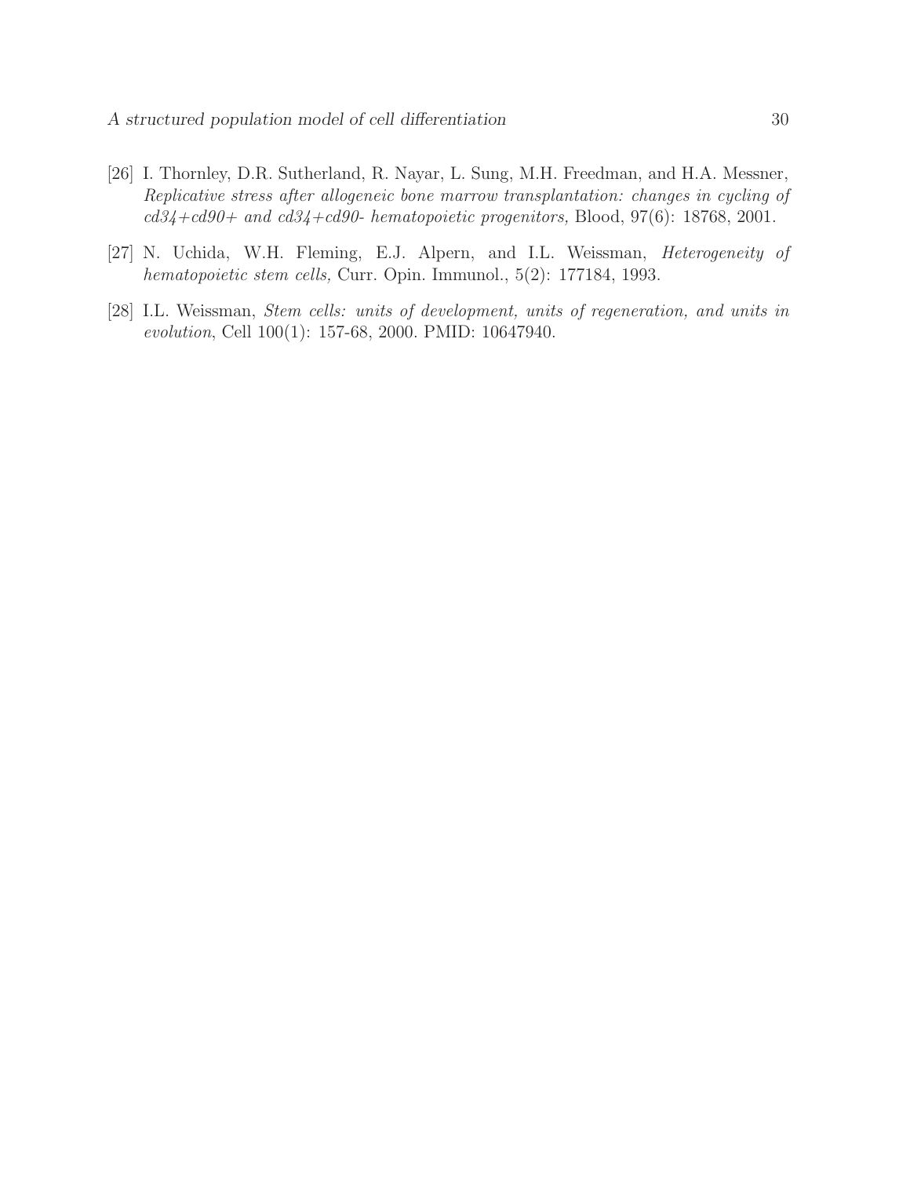[26] I. Thornley, D.R. Sutherland, R. Nayar, L. Sung, M.H. Freedman, and H.A. Messner, *Replicative stress after allogeneic bone marrow transplantation: changes in cycling of cd34+cd90+ and cd34+cd90- hematopoietic progenitors,* Blood, 97(6): 18768, 2001.

[27] N. Uchida, W.H. Fleming, E.J. Alpern, and I.L. Weissman, *Heterogeneity of hematopoietic stem cells,* Curr. Opin. Immunol., 5(2): 177184, 1993.

[28] I.L. Weissman, *Stem cells: units of development, units of regeneration, and units in evolution*, Cell 100(1): 157-68, 2000. PMID: 10647940.